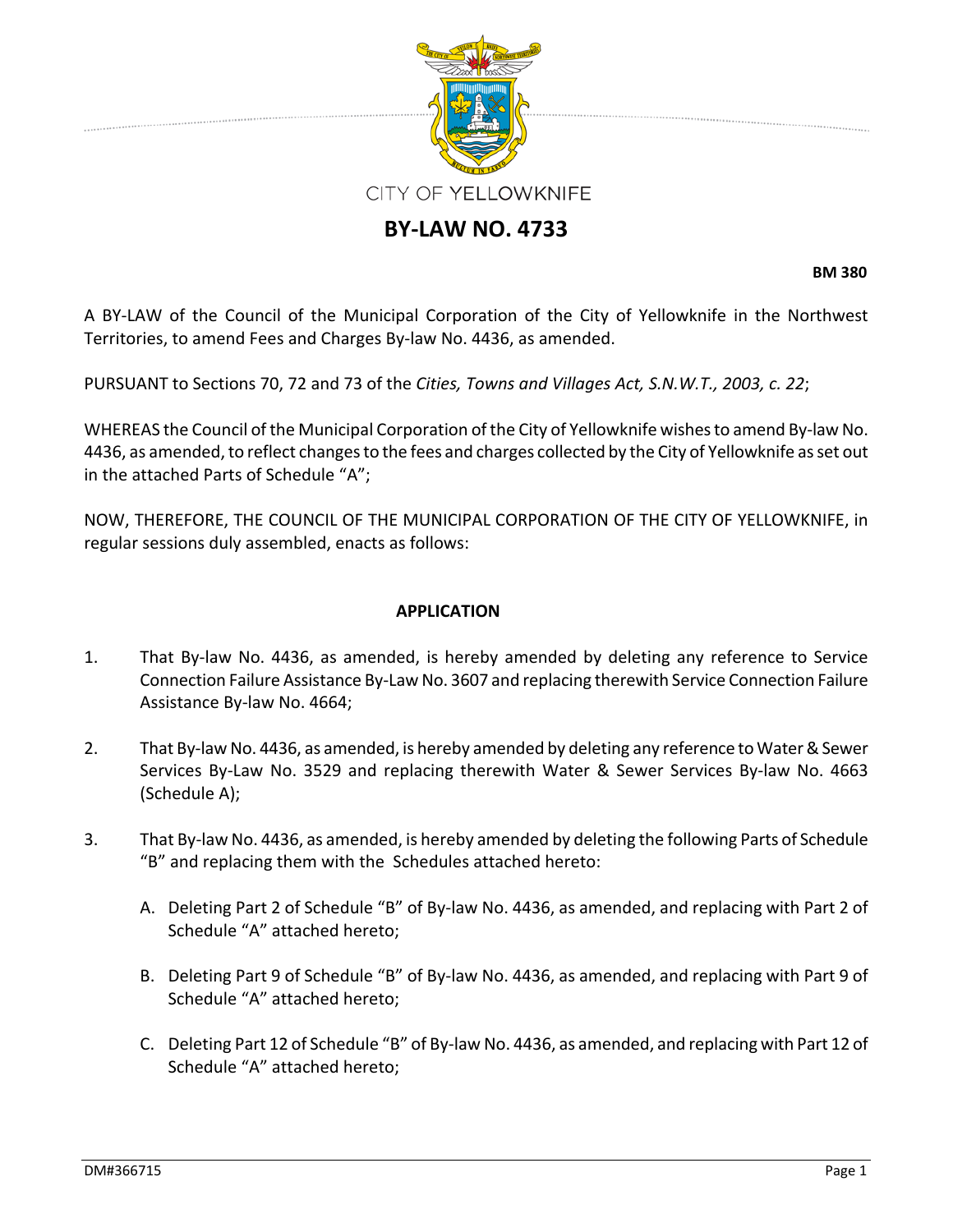CITY OF YELLOWKNIFE

# BY-LAW NO. 4733

**BM 380**

A BY-LAW of the Council of the Municipal Corporation of the City of Yellowknife in the Northwest Territories, to amend Fees and Charges By-law No. 4436, as amended.

PURSUANT to Sections 70, 72 and 73 of the *Cities, Towns and Villages Act, S.N.W.T., 2003, c. 22*;

WHEREAS the Council of the Municipal Corporation of the City of Yellowknife wishes to amend By-law No. 4436, as amended, to reflect changes to the fees and charges collected by the City of Yellowknife as set out in the attached Parts of Schedule "A";

NOW, THEREFORE, THE COUNCIL OF THE MUNICIPAL CORPORATION OF THE CITY OF YELLOWKNIFE, in regular sessions duly assembled, enacts as follows:

## APPLICATION

1. That By-law No. 4436, as amended, is hereby amended by deleting any reference to Service Connection Failure Assistance By-Law No. 3607 and replacing therewith Service Connection Failure Assistance By-law No. 4664;

2. That By-law No. 4436, as amended, is hereby amended by deleting any reference to Water & Sewer Services By-Law No. 3529 and replacing therewith Water & Sewer Services By-law No. 4663 (Schedule A);

3. That By-law No. 4436, as amended, is hereby amended by deleting the following Parts of Schedule "B" and replacing them with the Schedules attached hereto:

   A. Deleting Part 2 of Schedule "B" of By-law No. 4436, as amended, and replacing with Part 2 of Schedule "A" attached hereto;

   B. Deleting Part 9 of Schedule "B" of By-law No. 4436, as amended, and replacing with Part 9 of Schedule "A" attached hereto;

   C. Deleting Part 12 of Schedule "B" of By-law No. 4436, as amended, and replacing with Part 12 of Schedule "A" attached hereto;

DM#366715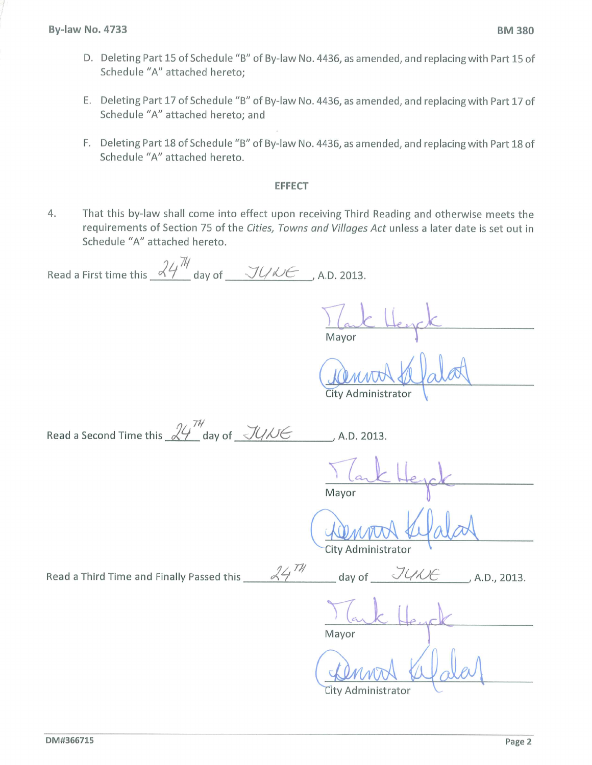D. Deleting Part 15 of Schedule "B" of By-law No. 4436, as amended, and replacing with Part 15 of Schedule "A" attached hereto;

E. Deleting Part 17 of Schedule "B" of By-law No. 4436, as amended, and replacing with Part 17 of Schedule "A" attached hereto; and

F. Deleting Part 18 of Schedule "B" of By-law No. 4436, as amended, and replacing with Part 18 of Schedule "A" attached hereto.

## EFFECT

4. That this by-law shall come into effect upon receiving Third Reading and otherwise meets the requirements of Section 75 of the *Cities, Towns and Villages Act* unless a later date is set out in Schedule "A" attached hereto.

Read a First time this 24TH day of JUNE, A.D. 2013.

Mayor

City Administrator

Read a Second Time this 24TH day of JUNE, A.D. 2013.

Mayor

City Administrator

Read a Third Time and Finally Passed this 24TH day of JUNE, A.D., 2013.

Mayor

City Administrator

DM#366715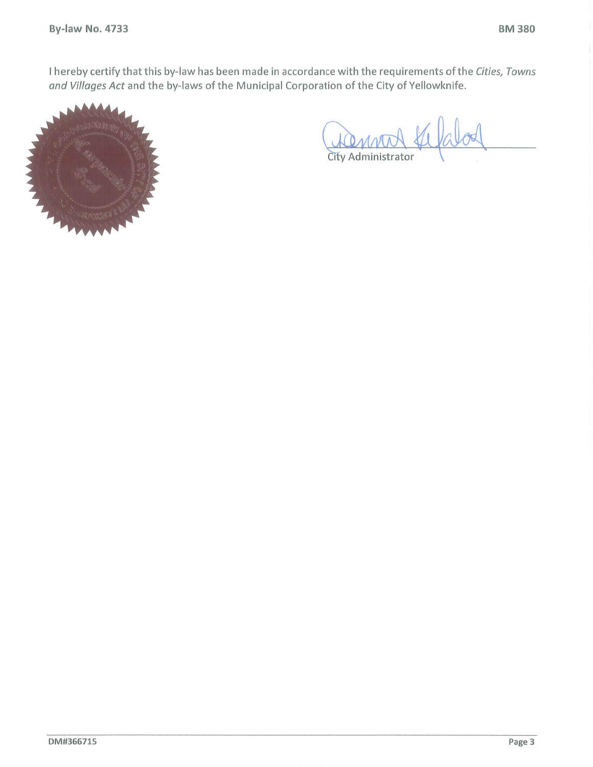I hereby certify that this by-law has been made in accordance with the requirements of the *Cities, Towns and Villages Act* and the by-laws of the Municipal Corporation of the City of Yellowknife.

City Administrator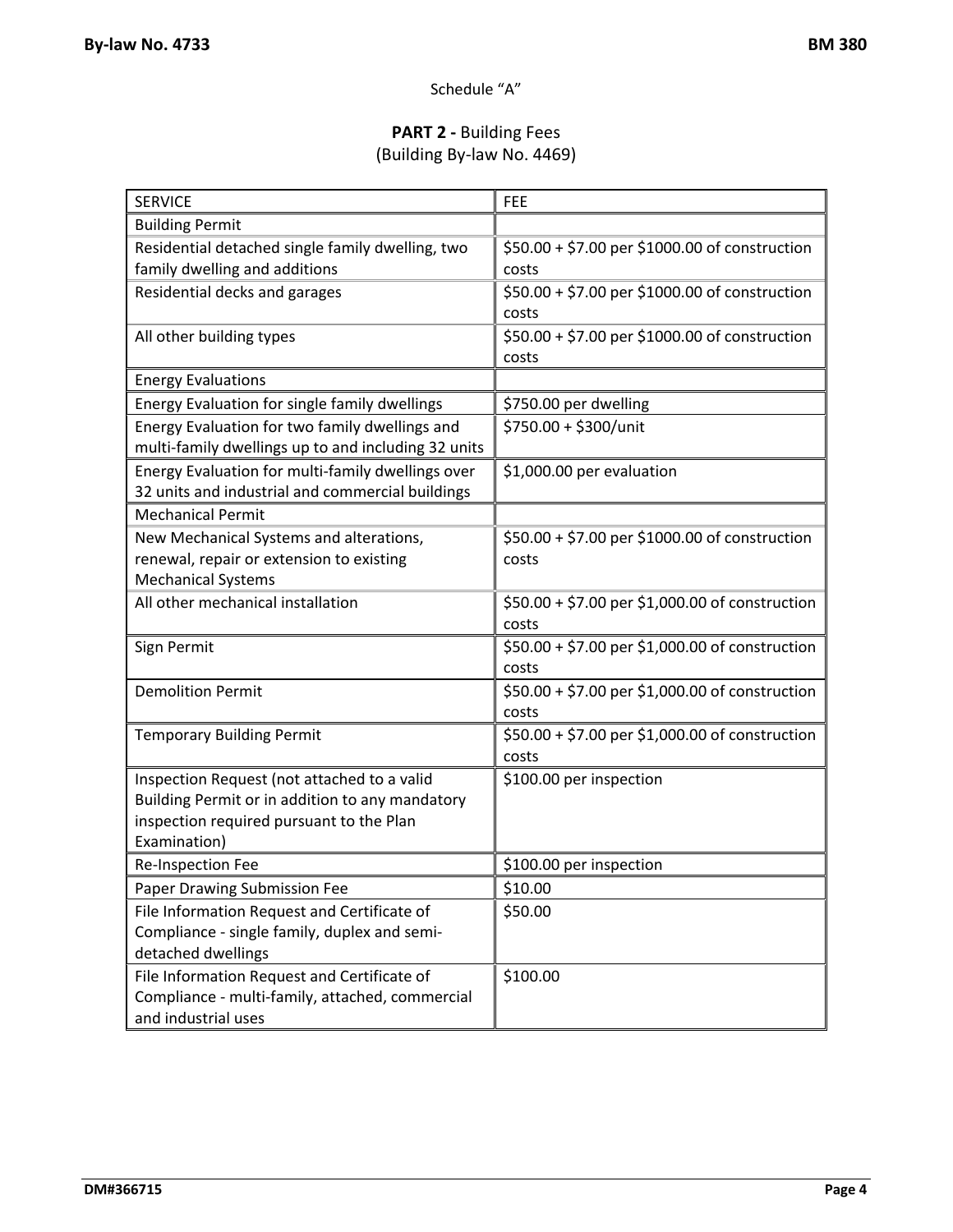Schedule "A"

## **PART 2 -** Building Fees
(Building By-law No. 4469)

| SERVICE | FEE |
|---|---|
| Building Permit | |
| Residential detached single family dwelling, two family dwelling and additions | $50.00 + $7.00 per $1000.00 of construction costs |
| Residential decks and garages | $50.00 + $7.00 per $1000.00 of construction costs |
| All other building types | $50.00 + $7.00 per $1000.00 of construction costs |
| Energy Evaluations | |
| Energy Evaluation for single family dwellings | $750.00 per dwelling |
| Energy Evaluation for two family dwellings and multi-family dwellings up to and including 32 units | $750.00 + $300/unit |
| Energy Evaluation for multi-family dwellings over 32 units and industrial and commercial buildings | $1,000.00 per evaluation |
| Mechanical Permit | |
| New Mechanical Systems and alterations, renewal, repair or extension to existing Mechanical Systems | $50.00 + $7.00 per $1000.00 of construction costs |
| All other mechanical installation | $50.00 + $7.00 per $1,000.00 of construction costs |
| Sign Permit | $50.00 + $7.00 per $1,000.00 of construction costs |
| Demolition Permit | $50.00 + $7.00 per $1,000.00 of construction costs |
| Temporary Building Permit | $50.00 + $7.00 per $1,000.00 of construction costs |
| Inspection Request (not attached to a valid Building Permit or in addition to any mandatory inspection required pursuant to the Plan Examination) | $100.00 per inspection |
| Re-Inspection Fee | $100.00 per inspection |
| Paper Drawing Submission Fee | $10.00 |
| File Information Request and Certificate of Compliance - single family, duplex and semi-detached dwellings | $50.00 |
| File Information Request and Certificate of Compliance - multi-family, attached, commercial and industrial uses | $100.00 |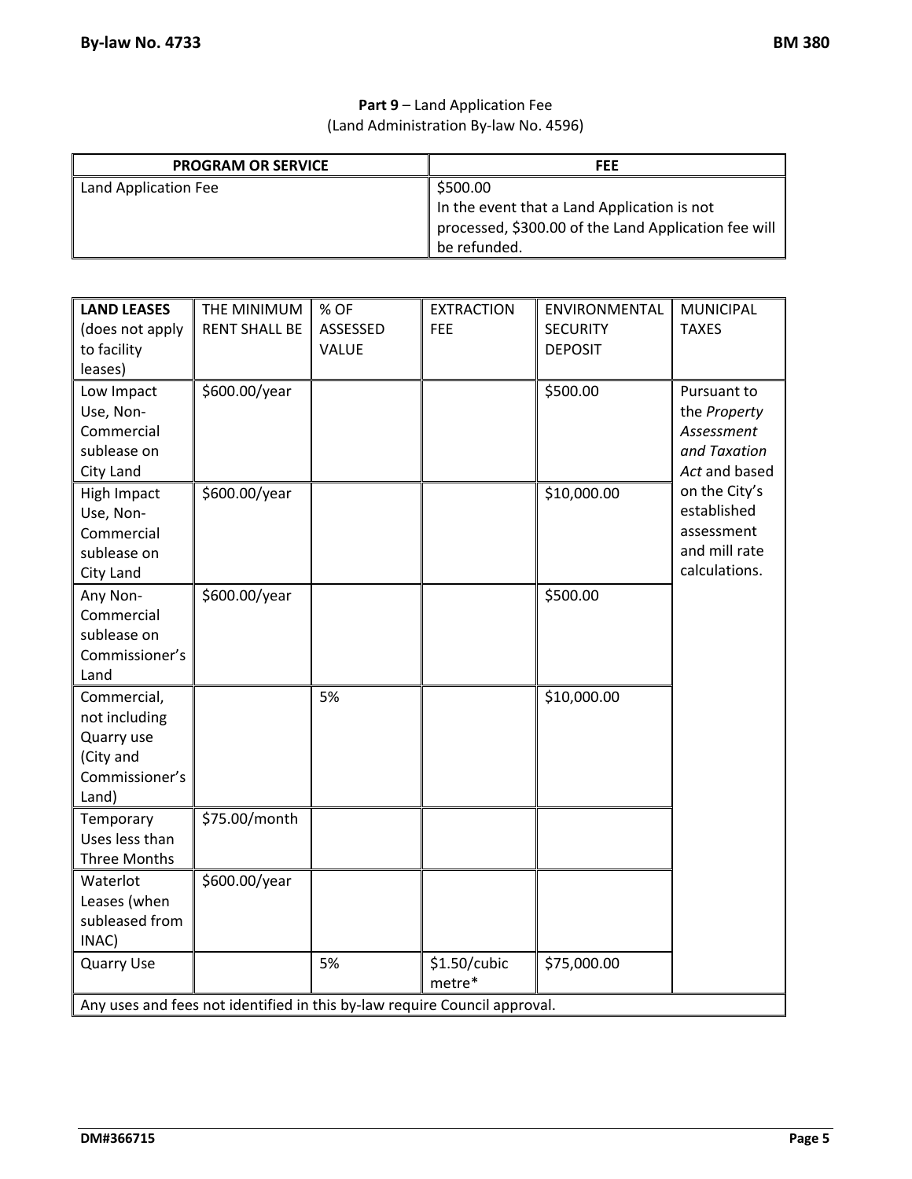**Part 9** – Land Application Fee
(Land Administration By-law No. 4596)

| PROGRAM OR SERVICE | FEE |
|---|---|
| Land Application Fee | $500.00<br>In the event that a Land Application is not processed, $300.00 of the Land Application fee will be refunded. |

| **LAND LEASES** (does not apply to facility leases) | THE MINIMUM RENT SHALL BE | % OF ASSESSED VALUE | EXTRACTION FEE | ENVIRONMENTAL SECURITY DEPOSIT | MUNICIPAL TAXES |
|---|---|---|---|---|---|
| Low Impact Use, Non-Commercial sublease on City Land | $600.00/year | | | $500.00 | Pursuant to the *Property Assessment and Taxation Act* and based on the City's established assessment and mill rate calculations. |
| High Impact Use, Non-Commercial sublease on City Land | $600.00/year | | | $10,000.00 | |
| Any Non-Commercial sublease on Commissioner's Land | $600.00/year | | | $500.00 | |
| Commercial, not including Quarry use (City and Commissioner's Land) | | 5% | | $10,000.00 | |
| Temporary Uses less than Three Months | $75.00/month | | | | |
| Waterlot Leases (when subleased from INAC) | $600.00/year | | | | |
| Quarry Use | | 5% | $1.50/cubic metre* | $75,000.00 | |
| Any uses and fees not identified in this by-law require Council approval. | | | | | |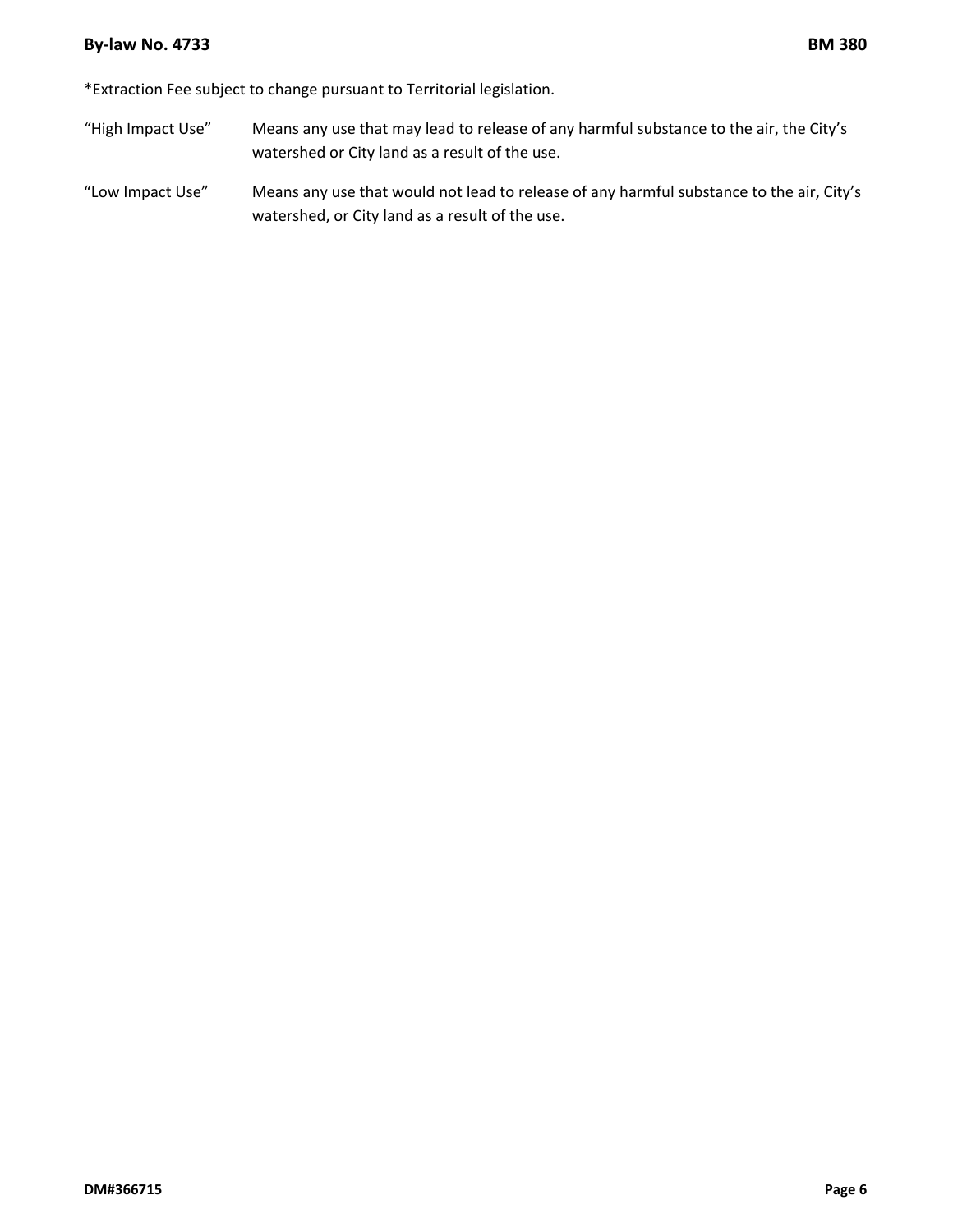*Extraction Fee subject to change pursuant to Territorial legislation.

“High Impact Use” Means any use that may lead to release of any harmful substance to the air, the City’s watershed or City land as a result of the use.

“Low Impact Use” Means any use that would not lead to release of any harmful substance to the air, City’s watershed, or City land as a result of the use.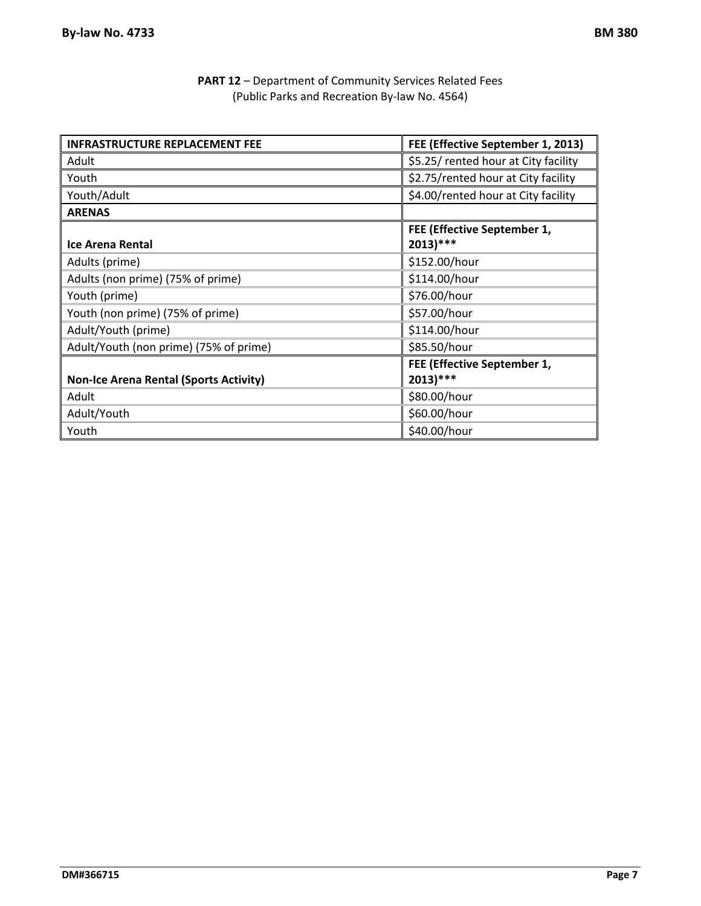**PART 12** – Department of Community Services Related Fees
(Public Parks and Recreation By-law No. 4564)

| INFRASTRUCTURE REPLACEMENT FEE | FEE (Effective September 1, 2013) |
|---|---|
| Adult | $5.25/ rented hour at City facility |
| Youth | $2.75/rented hour at City facility |
| Youth/Adult | $4.00/rented hour at City facility |
| **ARENAS** | |
| **Ice Arena Rental** | **FEE (Effective September 1, 2013)*** ** |
| Adults (prime) | $152.00/hour |
| Adults (non prime) (75% of prime) | $114.00/hour |
| Youth (prime) | $76.00/hour |
| Youth (non prime) (75% of prime) | $57.00/hour |
| Adult/Youth (prime) | $114.00/hour |
| Adult/Youth (non prime) (75% of prime) | $85.50/hour |
| **Non-Ice Arena Rental (Sports Activity)** | **FEE (Effective September 1, 2013)*** ** |
| Adult | $80.00/hour |
| Adult/Youth | $60.00/hour |
| Youth | $40.00/hour |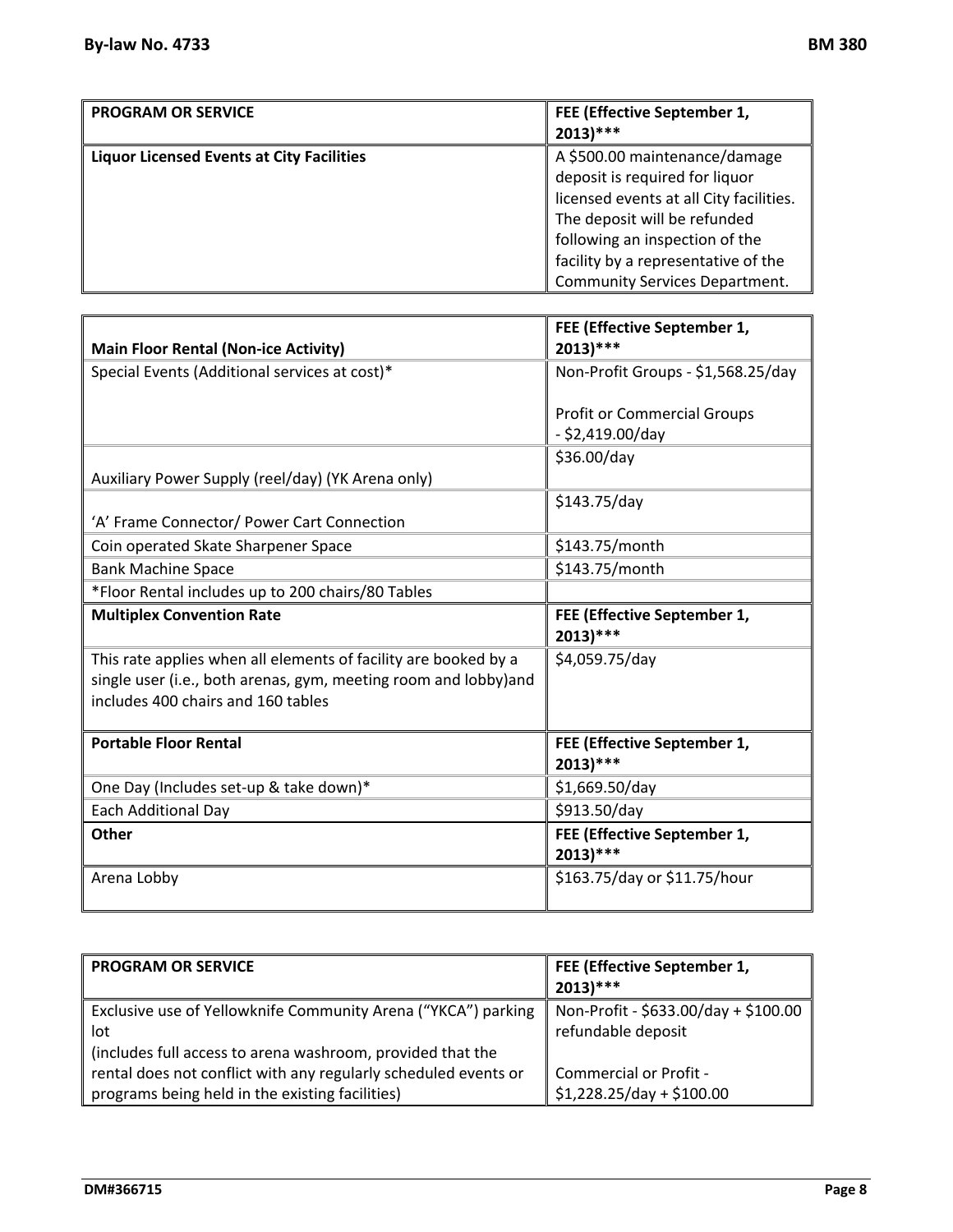| PROGRAM OR SERVICE | FEE (Effective September 1, 2013)*** |
|---|---|
| **Liquor Licensed Events at City Facilities** | A $500.00 maintenance/damage deposit is required for liquor licensed events at all City facilities. The deposit will be refunded following an inspection of the facility by a representative of the Community Services Department. |

| Main Floor Rental (Non-ice Activity) | FEE (Effective September 1, 2013)*** |
|---|---|
| Special Events (Additional services at cost)* | Non-Profit Groups - $1,568.25/day<br><br>Profit or Commercial Groups - $2,419.00/day |
| Auxiliary Power Supply (reel/day) (YK Arena only) | $36.00/day |
| 'A' Frame Connector/ Power Cart Connection | $143.75/day |
| Coin operated Skate Sharpener Space | $143.75/month |
| Bank Machine Space | $143.75/month |
| *Floor Rental includes up to 200 chairs/80 Tables | |
| **Multiplex Convention Rate** | **FEE (Effective September 1, 2013)*** ** |
| This rate applies when all elements of facility are booked by a single user (i.e., both arenas, gym, meeting room and lobby)and includes 400 chairs and 160 tables | $4,059.75/day |
| **Portable Floor Rental** | **FEE (Effective September 1, 2013)*** ** |
| One Day (Includes set-up & take down)* | $1,669.50/day |
| Each Additional Day | $913.50/day |
| **Other** | **FEE (Effective September 1, 2013)*** ** |
| Arena Lobby | $163.75/day or $11.75/hour |

| PROGRAM OR SERVICE | FEE (Effective September 1, 2013)*** |
|---|---|
| Exclusive use of Yellowknife Community Arena ("YKCA") parking lot<br>(includes full access to arena washroom, provided that the rental does not conflict with any regularly scheduled events or programs being held in the existing facilities) | Non-Profit - $633.00/day + $100.00 refundable deposit<br><br>Commercial or Profit - $1,228.25/day + $100.00 |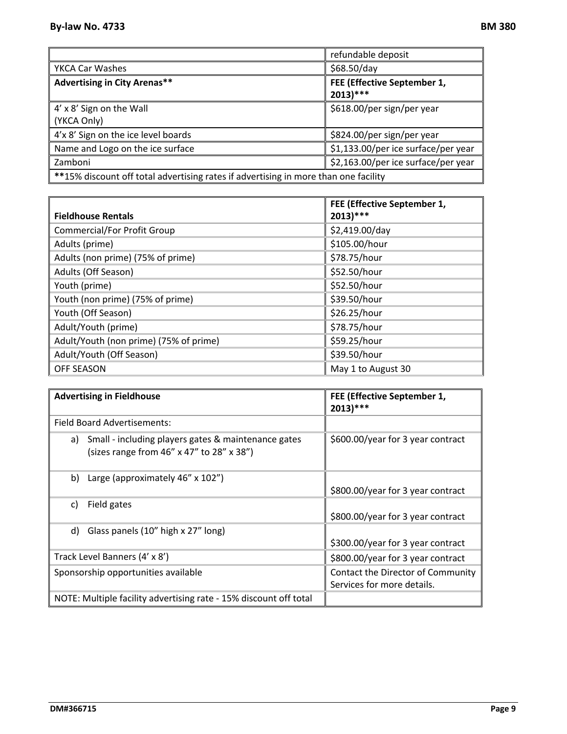| | refundable deposit |
|---|---|
| YKCA Car Washes | $68.50/day |
| **Advertising in City Arenas**** | **FEE (Effective September 1, 2013)***** |
| 4' x 8' Sign on the Wall (YKCA Only) | $618.00/per sign/per year |
| 4'x 8' Sign on the ice level boards | $824.00/per sign/per year |
| Name and Logo on the ice surface | $1,133.00/per ice surface/per year |
| Zamboni | $2,163.00/per ice surface/per year |
| **15% discount off total advertising rates if advertising in more than one facility | |

| **Fieldhouse Rentals** | **FEE (Effective September 1, 2013)***** |
|---|---|
| Commercial/For Profit Group | $2,419.00/day |
| Adults (prime) | $105.00/hour |
| Adults (non prime) (75% of prime) | $78.75/hour |
| Adults (Off Season) | $52.50/hour |
| Youth (prime) | $52.50/hour |
| Youth (non prime) (75% of prime) | $39.50/hour |
| Youth (Off Season) | $26.25/hour |
| Adult/Youth (prime) | $78.75/hour |
| Adult/Youth (non prime) (75% of prime) | $59.25/hour |
| Adult/Youth (Off Season) | $39.50/hour |
| OFF SEASON | May 1 to August 30 |

| **Advertising in Fieldhouse** | **FEE (Effective September 1, 2013)***** |
|---|---|
| Field Board Advertisements: | |
| a) Small - including players gates & maintenance gates (sizes range from 46" x 47" to 28" x 38") | $600.00/year for 3 year contract |
| b) Large (approximately 46" x 102") | $800.00/year for 3 year contract |
| c) Field gates | $800.00/year for 3 year contract |
| d) Glass panels (10" high x 27" long) | $300.00/year for 3 year contract |
| Track Level Banners (4' x 8') | $800.00/year for 3 year contract |
| Sponsorship opportunities available | Contact the Director of Community Services for more details. |
| NOTE: Multiple facility advertising rate - 15% discount off total | |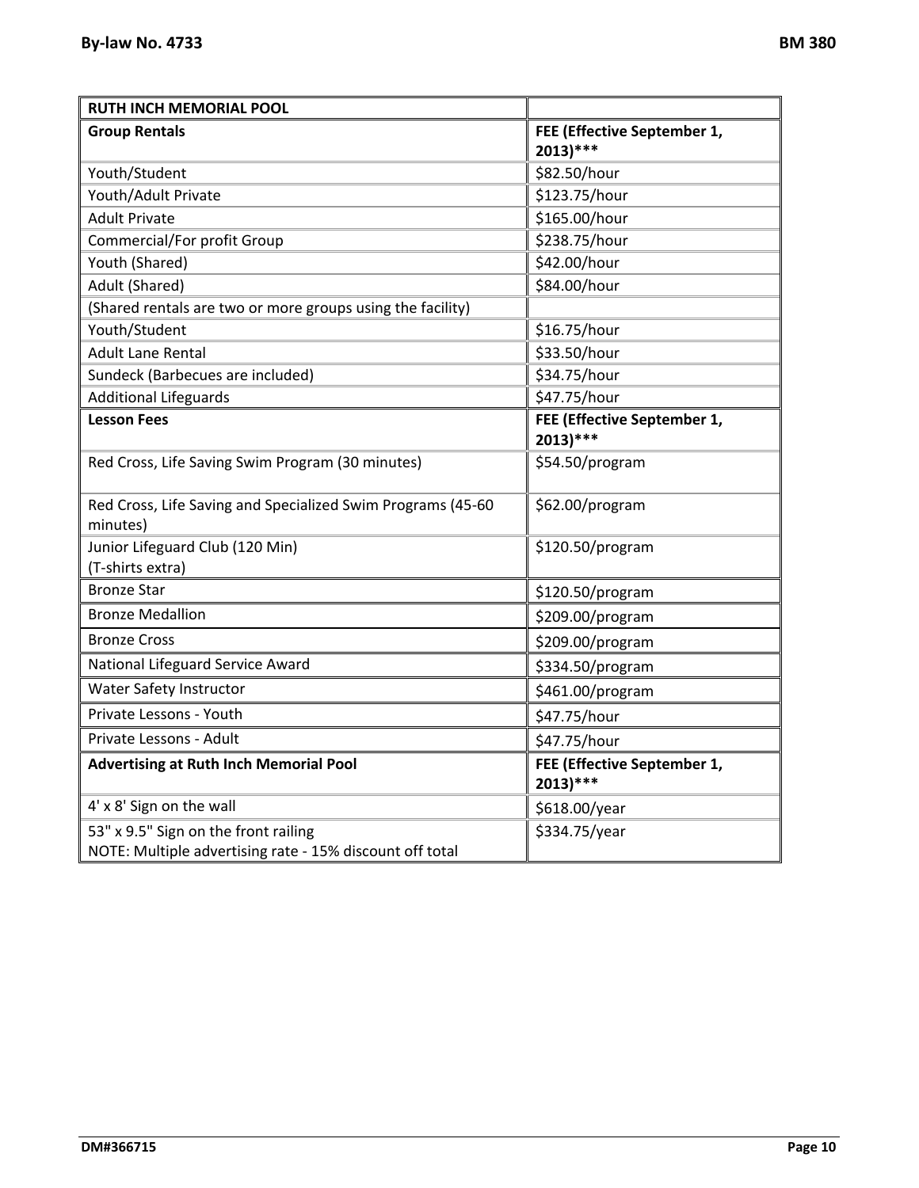| RUTH INCH MEMORIAL POOL | |
|---|---|
| **Group Rentals** | **FEE (Effective September 1, 2013)*** ** |
| Youth/Student | $82.50/hour |
| Youth/Adult Private | $123.75/hour |
| Adult Private | $165.00/hour |
| Commercial/For profit Group | $238.75/hour |
| Youth (Shared) | $42.00/hour |
| Adult (Shared) | $84.00/hour |
| (Shared rentals are two or more groups using the facility) | |
| Youth/Student | $16.75/hour |
| Adult Lane Rental | $33.50/hour |
| Sundeck (Barbecues are included) | $34.75/hour |
| Additional Lifeguards | $47.75/hour |
| **Lesson Fees** | **FEE (Effective September 1, 2013)*** ** |
| Red Cross, Life Saving Swim Program (30 minutes) | $54.50/program |
| Red Cross, Life Saving and Specialized Swim Programs (45-60 minutes) | $62.00/program |
| Junior Lifeguard Club (120 Min) (T-shirts extra) | $120.50/program |
| Bronze Star | $120.50/program |
| Bronze Medallion | $209.00/program |
| Bronze Cross | $209.00/program |
| National Lifeguard Service Award | $334.50/program |
| Water Safety Instructor | $461.00/program |
| Private Lessons - Youth | $47.75/hour |
| Private Lessons - Adult | $47.75/hour |
| **Advertising at Ruth Inch Memorial Pool** | **FEE (Effective September 1, 2013)*** ** |
| 4' x 8' Sign on the wall | $618.00/year |
| 53" x 9.5" Sign on the front railing<br>NOTE: Multiple advertising rate - 15% discount off total | $334.75/year |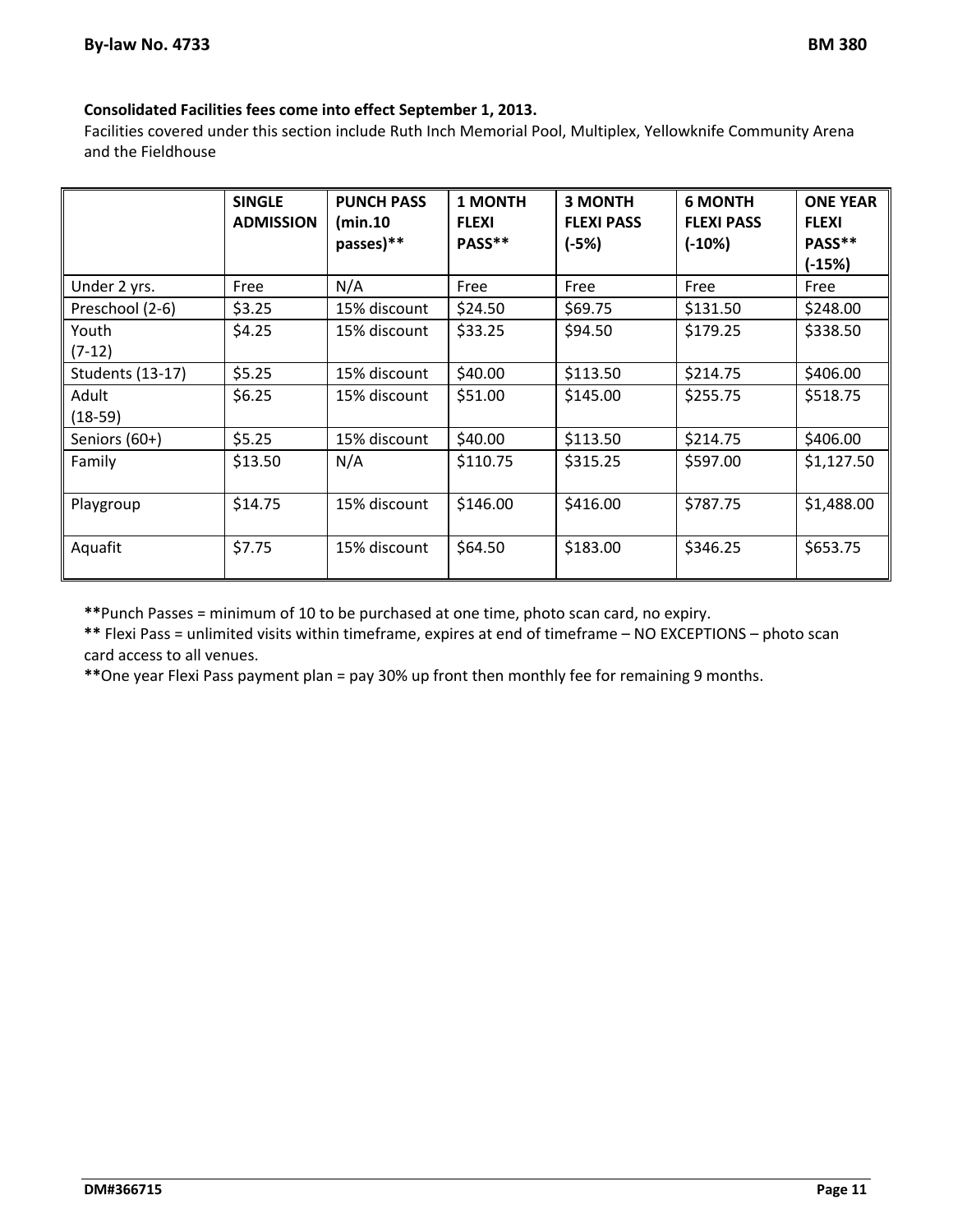**Consolidated Facilities fees come into effect September 1, 2013.**

Facilities covered under this section include Ruth Inch Memorial Pool, Multiplex, Yellowknife Community Arena and the Fieldhouse

| | **SINGLE ADMISSION** | **PUNCH PASS (min.10 passes)**** | **1 MONTH FLEXI PASS**** | **3 MONTH FLEXI PASS (-5%)** | **6 MONTH FLEXI PASS (-10%)** | **ONE YEAR FLEXI PASS** (-15%)** |
|---|---|---|---|---|---|---|
| Under 2 yrs. | Free | N/A | Free | Free | Free | Free |
| Preschool (2-6) | $3.25 | 15% discount | $24.50 | $69.75 | $131.50 | $248.00 |
| Youth (7-12) | $4.25 | 15% discount | $33.25 | $94.50 | $179.25 | $338.50 |
| Students (13-17) | $5.25 | 15% discount | $40.00 | $113.50 | $214.75 | $406.00 |
| Adult (18-59) | $6.25 | 15% discount | $51.00 | $145.00 | $255.75 | $518.75 |
| Seniors (60+) | $5.25 | 15% discount | $40.00 | $113.50 | $214.75 | $406.00 |
| Family | $13.50 | N/A | $110.75 | $315.25 | $597.00 | $1,127.50 |
| Playgroup | $14.75 | 15% discount | $146.00 | $416.00 | $787.75 | $1,488.00 |
| Aquafit | $7.75 | 15% discount | $64.50 | $183.00 | $346.25 | $653.75 |

**Punch Passes = minimum of 10 to be purchased at one time, photo scan card, no expiry.

** Flexi Pass = unlimited visits within timeframe, expires at end of timeframe – NO EXCEPTIONS – photo scan card access to all venues.

**One year Flexi Pass payment plan = pay 30% up front then monthly fee for remaining 9 months.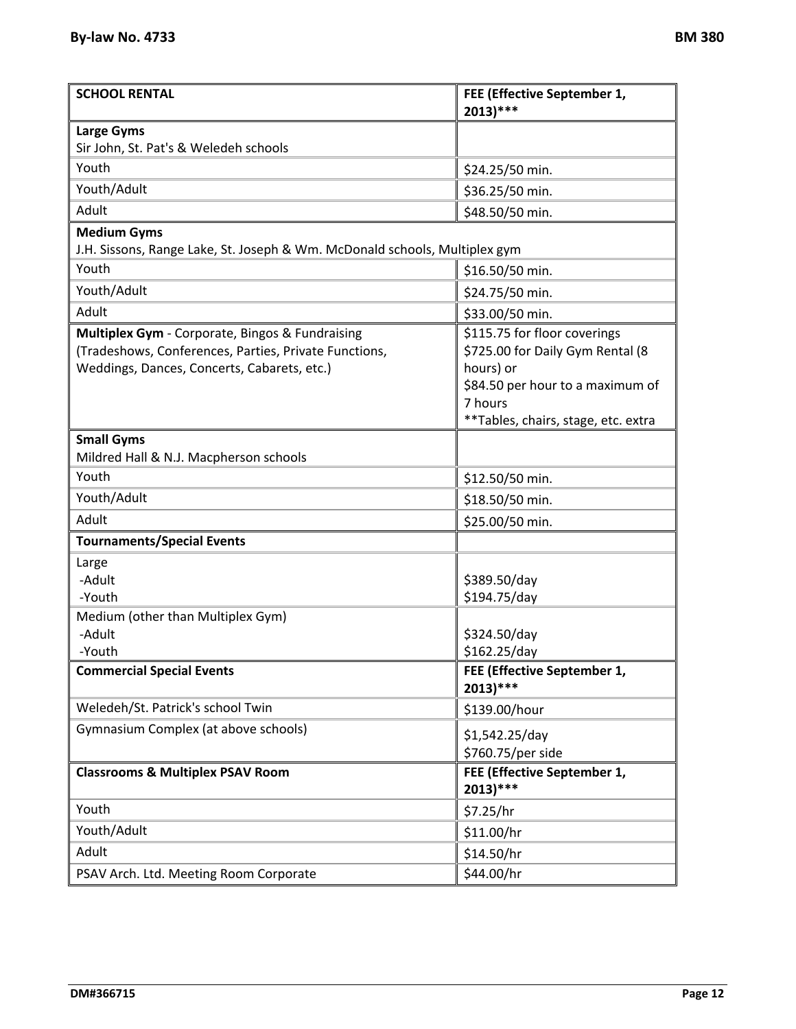| SCHOOL RENTAL | FEE (Effective September 1, 2013)*** |
|---|---|
| **Large Gyms**<br>Sir John, St. Pat's & Weledeh schools | |
| Youth | $24.25/50 min. |
| Youth/Adult | $36.25/50 min. |
| Adult | $48.50/50 min. |
| **Medium Gyms**<br>J.H. Sissons, Range Lake, St. Joseph & Wm. McDonald schools, Multiplex gym | |
| Youth | $16.50/50 min. |
| Youth/Adult | $24.75/50 min. |
| Adult | $33.00/50 min. |
| **Multiplex Gym** - Corporate, Bingos & Fundraising (Tradeshows, Conferences, Parties, Private Functions, Weddings, Dances, Concerts, Cabarets, etc.) | $115.75 for floor coverings<br>$725.00 for Daily Gym Rental (8 hours) or<br>$84.50 per hour to a maximum of 7 hours<br>**Tables, chairs, stage, etc. extra |
| **Small Gyms**<br>Mildred Hall & N.J. Macpherson schools | |
| Youth | $12.50/50 min. |
| Youth/Adult | $18.50/50 min. |
| Adult | $25.00/50 min. |
| **Tournaments/Special Events** | |
| Large<br>-Adult<br>-Youth | <br>$389.50/day<br>$194.75/day |
| Medium (other than Multiplex Gym)<br>-Adult<br>-Youth | <br>$324.50/day<br>$162.25/day |
| **Commercial Special Events** | **FEE (Effective September 1, 2013)*** ** |
| Weledeh/St. Patrick's school Twin | $139.00/hour |
| Gymnasium Complex (at above schools) | $1,542.25/day<br>$760.75/per side |
| **Classrooms & Multiplex PSAV Room** | **FEE (Effective September 1, 2013)*** ** |
| Youth | $7.25/hr |
| Youth/Adult | $11.00/hr |
| Adult | $14.50/hr |
| PSAV Arch. Ltd. Meeting Room Corporate | $44.00/hr |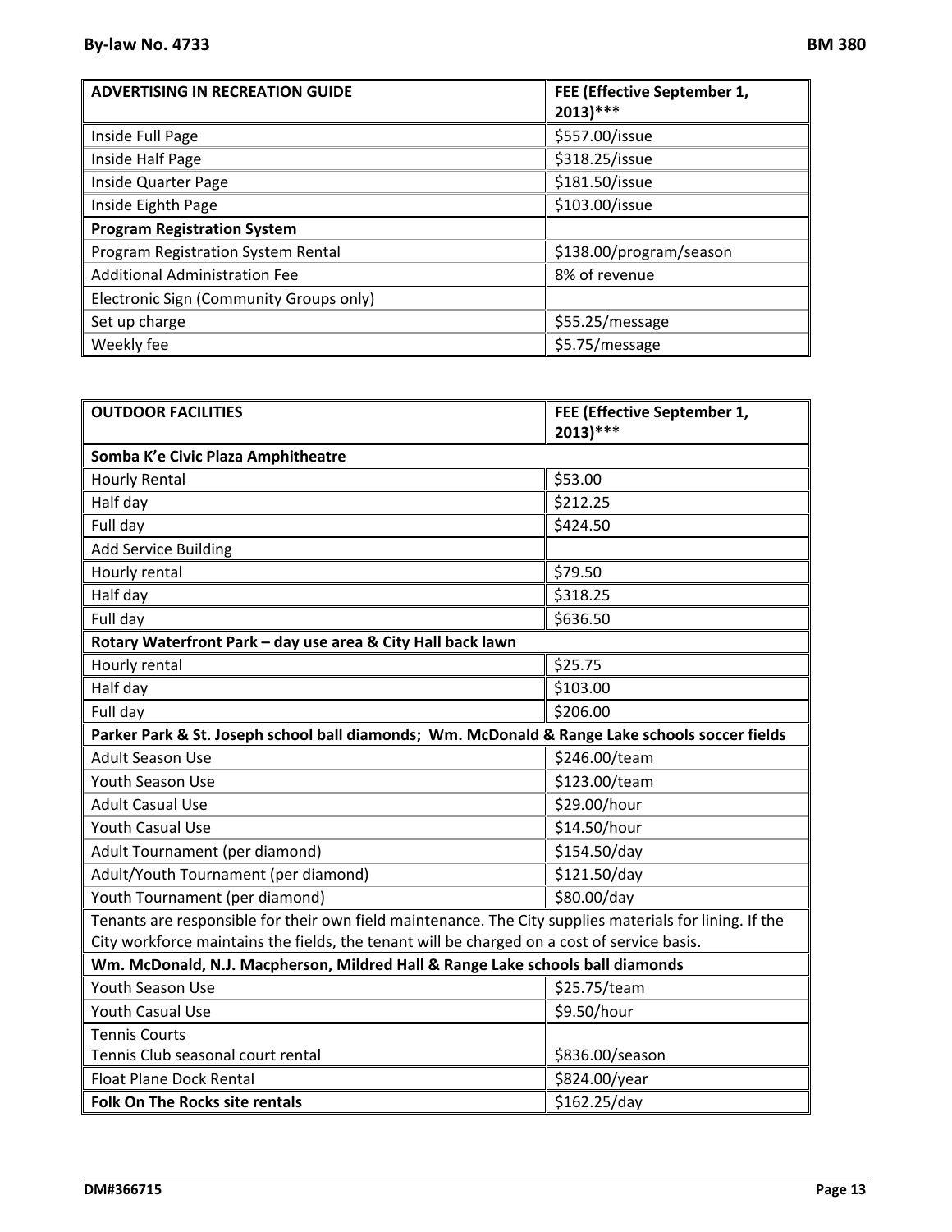| ADVERTISING IN RECREATION GUIDE | FEE (Effective September 1, 2013)*** |
|---|---|
| Inside Full Page | $557.00/issue |
| Inside Half Page | $318.25/issue |
| Inside Quarter Page | $181.50/issue |
| Inside Eighth Page | $103.00/issue |
| **Program Registration System** | |
| Program Registration System Rental | $138.00/program/season |
| Additional Administration Fee | 8% of revenue |
| Electronic Sign (Community Groups only) | |
| Set up charge | $55.25/message |
| Weekly fee | $5.75/message |

| OUTDOOR FACILITIES | FEE (Effective September 1, 2013)*** |
|---|---|
| **Somba K'e Civic Plaza Amphitheatre** | |
| Hourly Rental | $53.00 |
| Half day | $212.25 |
| Full day | $424.50 |
| Add Service Building | |
| Hourly rental | $79.50 |
| Half day | $318.25 |
| Full day | $636.50 |
| **Rotary Waterfront Park – day use area & City Hall back lawn** | |
| Hourly rental | $25.75 |
| Half day | $103.00 |
| Full day | $206.00 |
| **Parker Park & St. Joseph school ball diamonds; Wm. McDonald & Range Lake schools soccer fields** | |
| Adult Season Use | $246.00/team |
| Youth Season Use | $123.00/team |
| Adult Casual Use | $29.00/hour |
| Youth Casual Use | $14.50/hour |
| Adult Tournament (per diamond) | $154.50/day |
| Adult/Youth Tournament (per diamond) | $121.50/day |
| Youth Tournament (per diamond) | $80.00/day |
| Tenants are responsible for their own field maintenance. The City supplies materials for lining. If the City workforce maintains the fields, the tenant will be charged on a cost of service basis. | |
| **Wm. McDonald, N.J. Macpherson, Mildred Hall & Range Lake schools ball diamonds** | |
| Youth Season Use | $25.75/team |
| Youth Casual Use | $9.50/hour |
| Tennis Courts<br>Tennis Club seasonal court rental | $836.00/season |
| Float Plane Dock Rental | $824.00/year |
| **Folk On The Rocks site rentals** | $162.25/day |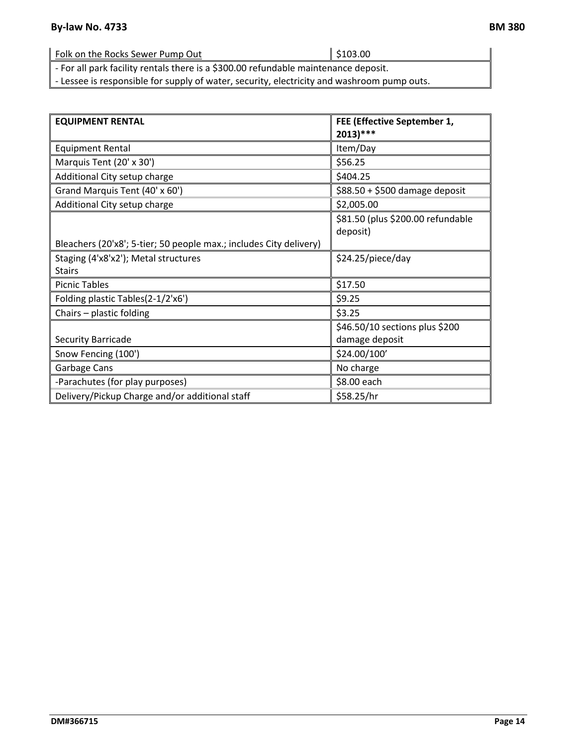| Folk on the Rocks Sewer Pump Out | $103.00 |
|---|---|
| - For all park facility rentals there is a $300.00 refundable maintenance deposit.<br>- Lessee is responsible for supply of water, security, electricity and washroom pump outs. | |

| EQUIPMENT RENTAL | FEE (Effective September 1, 2013)*** |
|---|---|
| Equipment Rental | Item/Day |
| Marquis Tent (20' x 30') | $56.25 |
| Additional City setup charge | $404.25 |
| Grand Marquis Tent (40' x 60') | $88.50 + $500 damage deposit |
| Additional City setup charge | $2,005.00 |
| Bleachers (20'x8'; 5-tier; 50 people max.; includes City delivery) | $81.50 (plus $200.00 refundable deposit) |
| Staging (4'x8'x2'); Metal structures<br>Stairs | $24.25/piece/day |
| Picnic Tables | $17.50 |
| Folding plastic Tables(2-1/2'x6') | $9.25 |
| Chairs – plastic folding | $3.25 |
| Security Barricade | $46.50/10 sections plus $200 damage deposit |
| Snow Fencing (100') | $24.00/100’ |
| Garbage Cans | No charge |
| -Parachutes (for play purposes) | $8.00 each |
| Delivery/Pickup Charge and/or additional staff | $58.25/hr |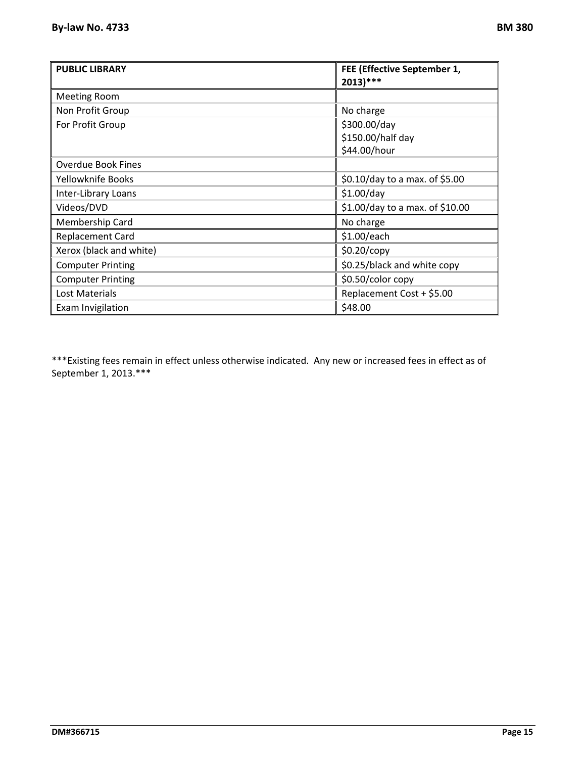| **PUBLIC LIBRARY** | **FEE (Effective September 1, 2013)*** ** |
|---|---|
| Meeting Room | |
| Non Profit Group | No charge |
| For Profit Group | $300.00/day<br>$150.00/half day<br>$44.00/hour |
| Overdue Book Fines | |
| Yellowknife Books | $0.10/day to a max. of $5.00 |
| Inter-Library Loans | $1.00/day |
| Videos/DVD | $1.00/day to a max. of $10.00 |
| Membership Card | No charge |
| Replacement Card | $1.00/each |
| Xerox (black and white) | $0.20/copy |
| Computer Printing | $0.25/black and white copy |
| Computer Printing | $0.50/color copy |
| Lost Materials | Replacement Cost + $5.00 |
| Exam Invigilation | $48.00 |

***Existing fees remain in effect unless otherwise indicated. Any new or increased fees in effect as of September 1, 2013.***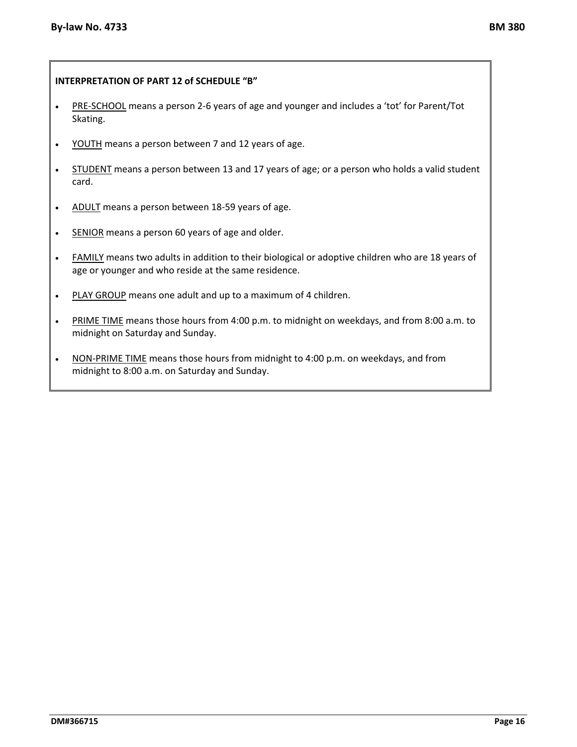**INTERPRETATION OF PART 12 of SCHEDULE "B"**

- <u>PRE-SCHOOL</u> means a person 2-6 years of age and younger and includes a 'tot' for Parent/Tot Skating.
- <u>YOUTH</u> means a person between 7 and 12 years of age.
- <u>STUDENT</u> means a person between 13 and 17 years of age; or a person who holds a valid student card.
- <u>ADULT</u> means a person between 18-59 years of age.
- <u>SENIOR</u> means a person 60 years of age and older.
- <u>FAMILY</u> means two adults in addition to their biological or adoptive children who are 18 years of age or younger and who reside at the same residence.
- <u>PLAY GROUP</u> means one adult and up to a maximum of 4 children.
- <u>PRIME TIME</u> means those hours from 4:00 p.m. to midnight on weekdays, and from 8:00 a.m. to midnight on Saturday and Sunday.
- <u>NON-PRIME TIME</u> means those hours from midnight to 4:00 p.m. on weekdays, and from midnight to 8:00 a.m. on Saturday and Sunday.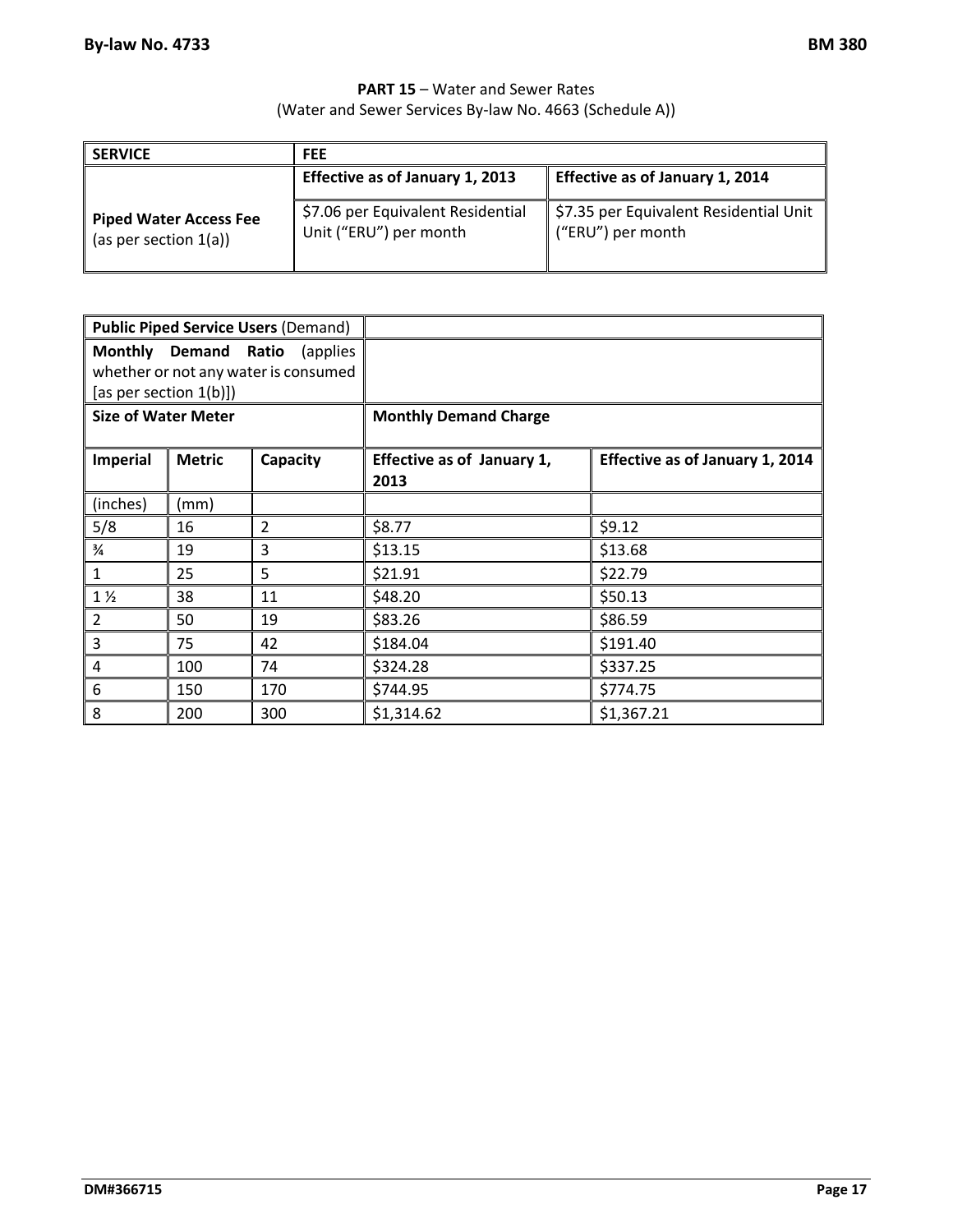**PART 15** – Water and Sewer Rates
(Water and Sewer Services By-law No. 4663 (Schedule A))

| SERVICE | FEE | |
|---|---|---|
| | **Effective as of January 1, 2013** | **Effective as of January 1, 2014** |
| **Piped Water Access Fee** (as per section 1(a)) | $7.06 per Equivalent Residential Unit ("ERU") per month | $7.35 per Equivalent Residential Unit ("ERU") per month |

| **Public Piped Service Users** (Demand) | | | | |
|---|---|---|---|---|
| **Monthly Demand Ratio** (applies whether or not any water is consumed [as per section 1(b)]) | | | | |
| **Size of Water Meter** | | | **Monthly Demand Charge** | |
| **Imperial** | **Metric** | **Capacity** | **Effective as of January 1, 2013** | **Effective as of January 1, 2014** |
| (inches) | (mm) | | | |
| 5/8 | 16 | 2 | $8.77 | $9.12 |
| ¾ | 19 | 3 | $13.15 | $13.68 |
| 1 | 25 | 5 | $21.91 | $22.79 |
| 1 ½ | 38 | 11 | $48.20 | $50.13 |
| 2 | 50 | 19 | $83.26 | $86.59 |
| 3 | 75 | 42 | $184.04 | $191.40 |
| 4 | 100 | 74 | $324.28 | $337.25 |
| 6 | 150 | 170 | $744.95 | $774.75 |
| 8 | 200 | 300 | $1,314.62 | $1,367.21 |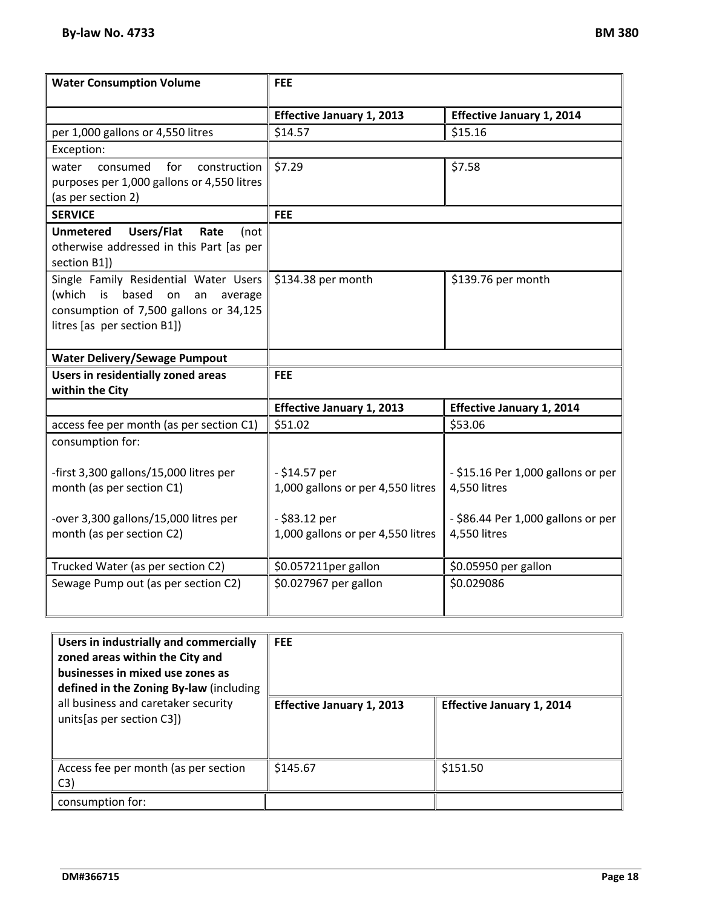| Water Consumption Volume | FEE | |
|---|---|---|
| | **Effective January 1, 2013** | **Effective January 1, 2014** |
| per 1,000 gallons or 4,550 litres | $14.57 | $15.16 |
| Exception: | | |
| water consumed for construction purposes per 1,000 gallons or 4,550 litres (as per section 2) | $7.29 | $7.58 |
| **SERVICE** | **FEE** | |
| **Unmetered Users/Flat Rate** (not otherwise addressed in this Part [as per section B1]) | | |
| Single Family Residential Water Users (which is based on an average consumption of 7,500 gallons or 34,125 litres [as per section B1]) | $134.38 per month | $139.76 per month |
| **Water Delivery/Sewage Pumpout** | | |
| **Users in residentially zoned areas within the City** | **FEE** | |
| | **Effective January 1, 2013** | **Effective January 1, 2014** |
| access fee per month (as per section C1) | $51.02 | $53.06 |
| consumption for:<br><br>-first 3,300 gallons/15,000 litres per month (as per section C1)<br><br>-over 3,300 gallons/15,000 litres per month (as per section C2) | <br><br>- $14.57 per 1,000 gallons or per 4,550 litres<br><br>- $83.12 per 1,000 gallons or per 4,550 litres | <br><br>- $15.16 Per 1,000 gallons or per 4,550 litres<br><br>- $86.44 Per 1,000 gallons or per 4,550 litres |
| Trucked Water (as per section C2) | $0.057211per gallon | $0.05950 per gallon |
| Sewage Pump out (as per section C2) | $0.027967 per gallon | $0.029086 |

| **Users in industrially and commercially zoned areas within the City and businesses in mixed use zones as defined in the Zoning By-law** (including all business and caretaker security units[as per section C3]) | **FEE** | |
|---|---|---|
| | **Effective January 1, 2013** | **Effective January 1, 2014** |
| Access fee per month (as per section C3) | $145.67 | $151.50 |
| consumption for: | | |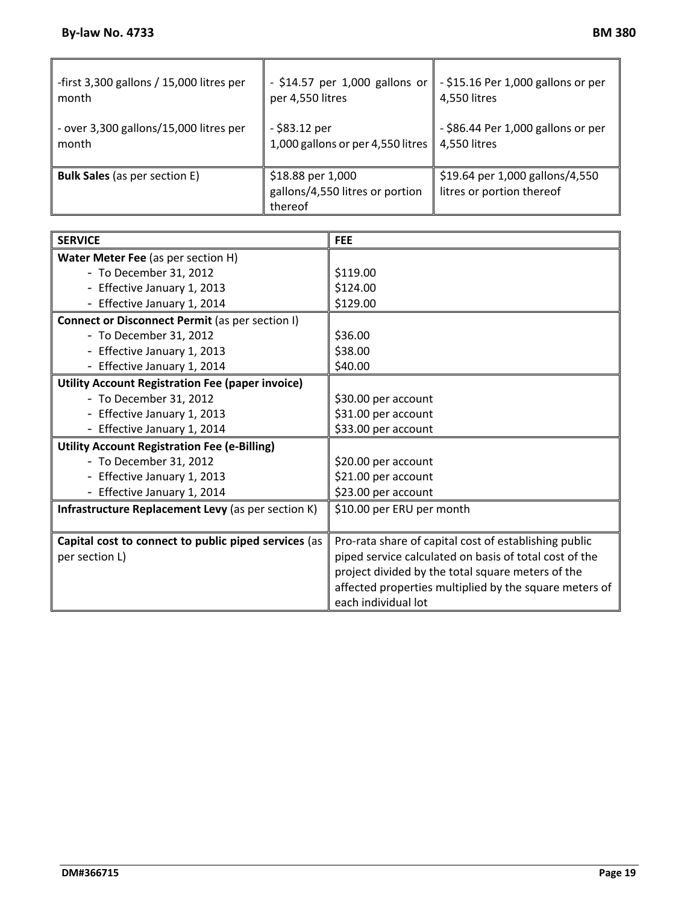| | | |
|---|---|---|
| -first 3,300 gallons / 15,000 litres per month<br><br>- over 3,300 gallons/15,000 litres per month | - $14.57 per 1,000 gallons or per 4,550 litres<br><br>- $83.12 per 1,000 gallons or per 4,550 litres | - $15.16 Per 1,000 gallons or per 4,550 litres<br><br>- $86.44 Per 1,000 gallons or per 4,550 litres |
| **Bulk Sales** (as per section E) | $18.88 per 1,000 gallons/4,550 litres or portion thereof | $19.64 per 1,000 gallons/4,550 litres or portion thereof |

| SERVICE | FEE |
|---|---|
| **Water Meter Fee** (as per section H)<br>- To December 31, 2012<br>- Effective January 1, 2013<br>- Effective January 1, 2014 | <br>$119.00<br>$124.00<br>$129.00 |
| **Connect or Disconnect Permit** (as per section I)<br>- To December 31, 2012<br>- Effective January 1, 2013<br>- Effective January 1, 2014 | <br>$36.00<br>$38.00<br>$40.00 |
| **Utility Account Registration Fee (paper invoice)**<br>- To December 31, 2012<br>- Effective January 1, 2013<br>- Effective January 1, 2014 | <br>$30.00 per account<br>$31.00 per account<br>$33.00 per account |
| **Utility Account Registration Fee (e-Billing)**<br>- To December 31, 2012<br>- Effective January 1, 2013<br>- Effective January 1, 2014 | <br>$20.00 per account<br>$21.00 per account<br>$23.00 per account |
| **Infrastructure Replacement Levy** (as per section K) | $10.00 per ERU per month |
| **Capital cost to connect to public piped services** (as per section L) | Pro-rata share of capital cost of establishing public piped service calculated on basis of total cost of the project divided by the total square meters of the affected properties multiplied by the square meters of each individual lot |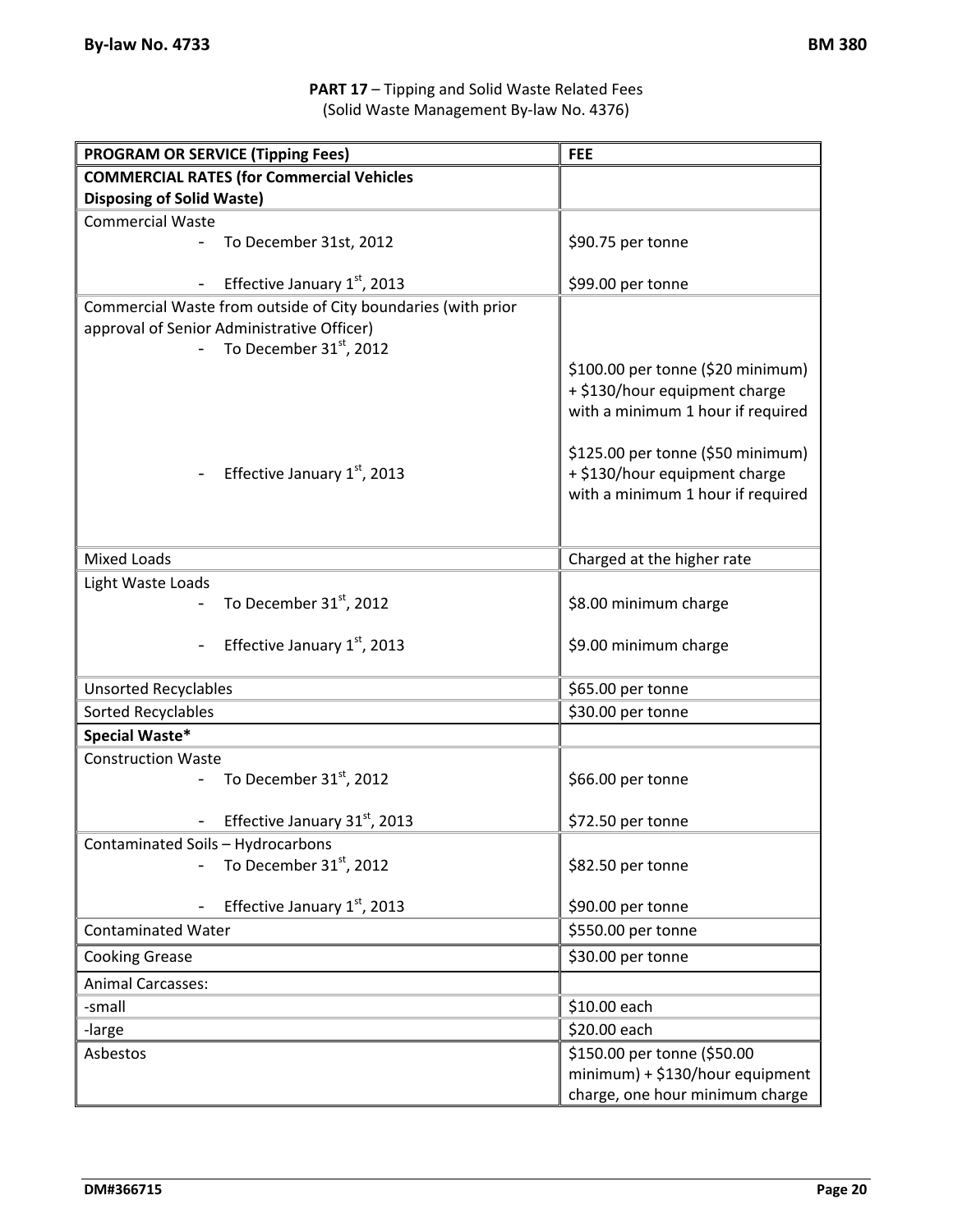**PART 17** – Tipping and Solid Waste Related Fees
(Solid Waste Management By-law No. 4376)

| **PROGRAM OR SERVICE (Tipping Fees)** | **FEE** |
|---|---|
| **COMMERCIAL RATES (for Commercial Vehicles Disposing of Solid Waste)** | |
| Commercial Waste<br>- To December 31st, 2012<br>- Effective January 1st, 2013 | <br>\$90.75 per tonne<br>\$99.00 per tonne |
| Commercial Waste from outside of City boundaries (with prior approval of Senior Administrative Officer)<br>- To December 31st, 2012<br>- Effective January 1st, 2013 | <br>\$100.00 per tonne (\$20 minimum) + \$130/hour equipment charge with a minimum 1 hour if required<br>\$125.00 per tonne (\$50 minimum) + \$130/hour equipment charge with a minimum 1 hour if required |
| Mixed Loads | Charged at the higher rate |
| Light Waste Loads<br>- To December 31st, 2012<br>- Effective January 1st, 2013 | <br>\$8.00 minimum charge<br>\$9.00 minimum charge |
| Unsorted Recyclables | \$65.00 per tonne |
| Sorted Recyclables | \$30.00 per tonne |
| **Special Waste*** | |
| Construction Waste<br>- To December 31st, 2012<br>- Effective January 31st, 2013 | <br>\$66.00 per tonne<br>\$72.50 per tonne |
| Contaminated Soils – Hydrocarbons<br>- To December 31st, 2012<br>- Effective January 1st, 2013 | <br>\$82.50 per tonne<br>\$90.00 per tonne |
| Contaminated Water | \$550.00 per tonne |
| Cooking Grease | \$30.00 per tonne |
| Animal Carcasses: | |
| -small | \$10.00 each |
| -large | \$20.00 each |
| Asbestos | \$150.00 per tonne (\$50.00 minimum) + \$130/hour equipment charge, one hour minimum charge |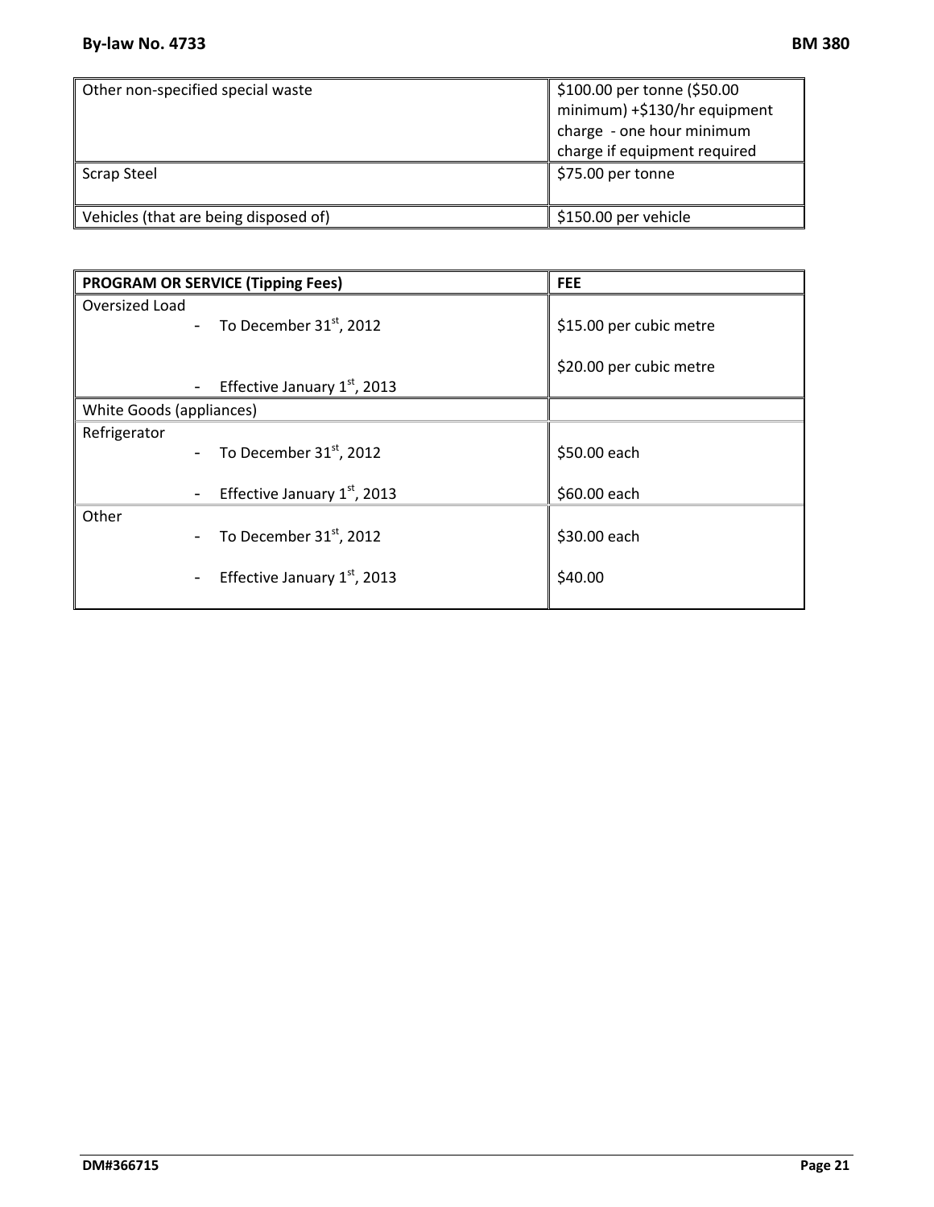| | |
|---|---|
| Other non-specified special waste | \$100.00 per tonne (\$50.00 minimum) +\$130/hr equipment charge - one hour minimum charge if equipment required |
| Scrap Steel | \$75.00 per tonne |
| Vehicles (that are being disposed of) | \$150.00 per vehicle |

| **PROGRAM OR SERVICE (Tipping Fees)** | **FEE** |
|---|---|
| Oversized Load<br>- To December 31st, 2012<br>- Effective January 1st, 2013 | \$15.00 per cubic metre<br>\$20.00 per cubic metre |
| White Goods (appliances) | |
| Refrigerator<br>- To December 31st, 2012<br>- Effective January 1st, 2013 | \$50.00 each<br>\$60.00 each |
| Other<br>- To December 31st, 2012<br>- Effective January 1st, 2013 | \$30.00 each<br>\$40.00 |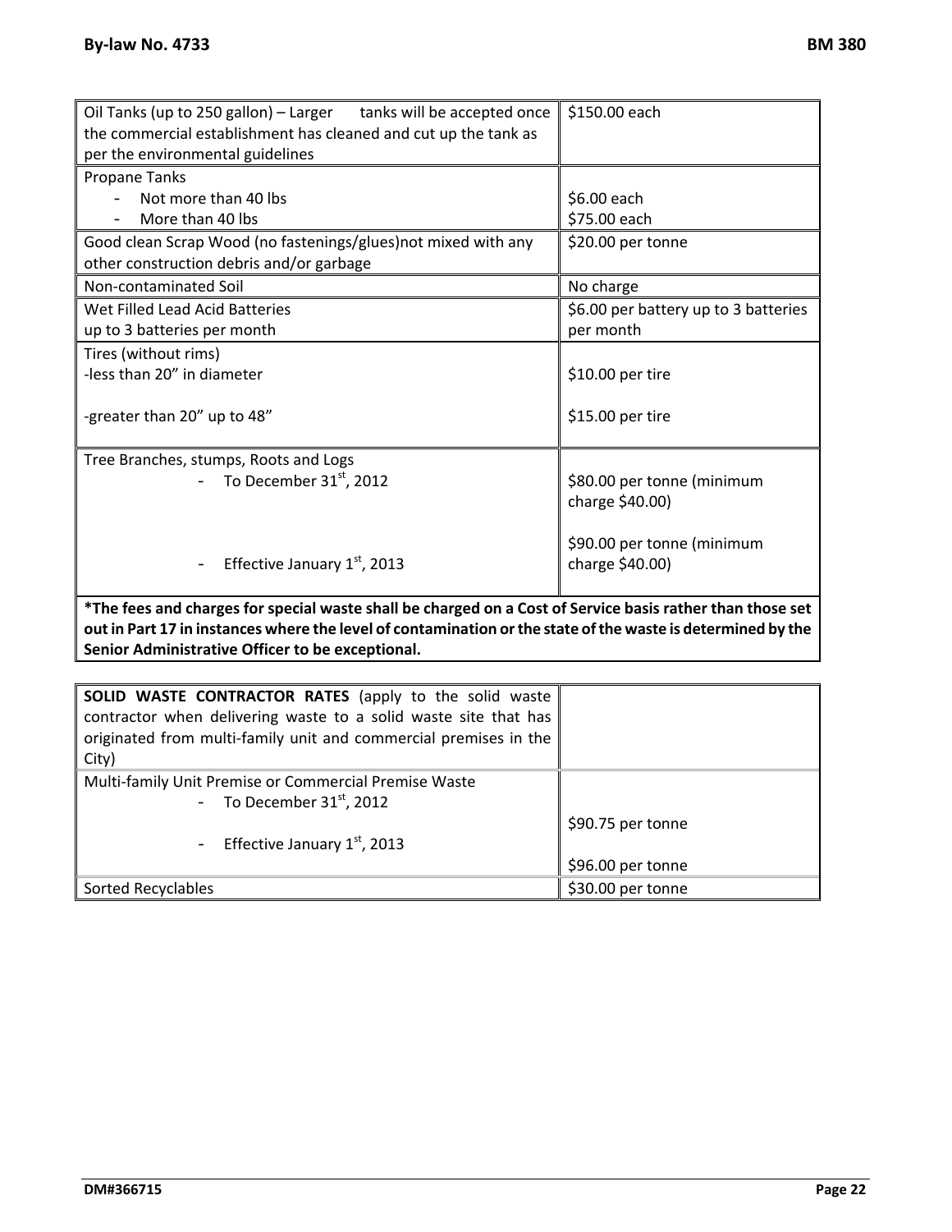| | |
|---|---|
| Oil Tanks (up to 250 gallon) – Larger tanks will be accepted once the commercial establishment has cleaned and cut up the tank as per the environmental guidelines | $150.00 each |
| Propane Tanks<br>- Not more than 40 lbs<br>- More than 40 lbs | <br>$6.00 each<br>$75.00 each |
| Good clean Scrap Wood (no fastenings/glues)not mixed with any other construction debris and/or garbage | $20.00 per tonne |
| Non-contaminated Soil | No charge |
| Wet Filled Lead Acid Batteries up to 3 batteries per month | $6.00 per battery up to 3 batteries per month |
| Tires (without rims)<br>-less than 20" in diameter<br><br>-greater than 20" up to 48" | <br>$10.00 per tire<br><br>$15.00 per tire |
| Tree Branches, stumps, Roots and Logs<br>- To December 31st, 2012<br><br>- Effective January 1st, 2013 | <br>$80.00 per tonne (minimum charge $40.00)<br><br>$90.00 per tonne (minimum charge $40.00) |
| **\*The fees and charges for special waste shall be charged on a Cost of Service basis rather than those set out in Part 17 in instances where the level of contamination or the state of the waste is determined by the Senior Administrative Officer to be exceptional.** | |

| | |
|---|---|
| **SOLID WASTE CONTRACTOR RATES** (apply to the solid waste contractor when delivering waste to a solid waste site that has originated from multi-family unit and commercial premises in the City) | |
| Multi-family Unit Premise or Commercial Premise Waste<br>- To December 31st, 2012<br><br>- Effective January 1st, 2013 | <br>$90.75 per tonne<br><br>$96.00 per tonne |
| Sorted Recyclables | $30.00 per tonne |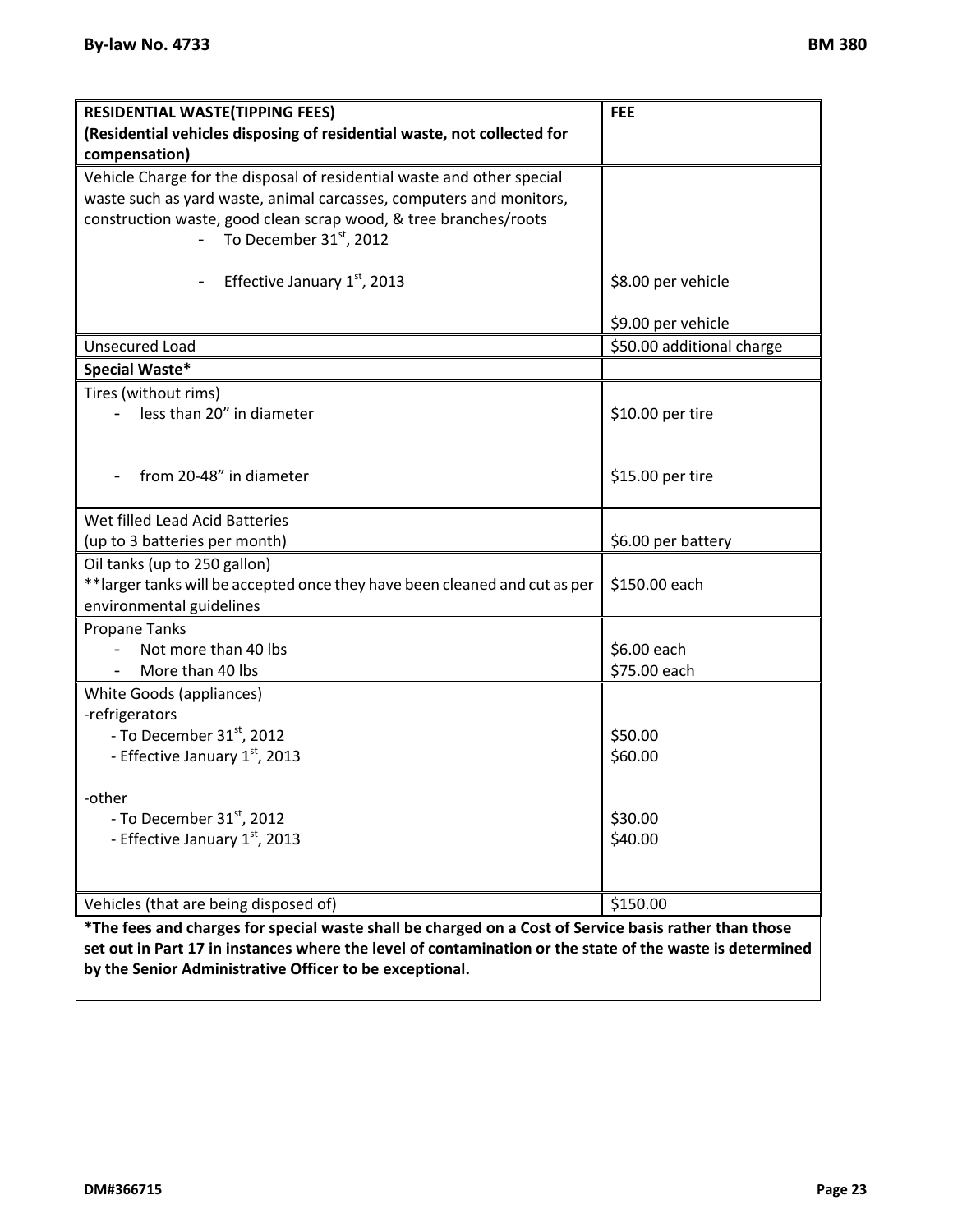| **RESIDENTIAL WASTE(TIPPING FEES)** **(Residential vehicles disposing of residential waste, not collected for compensation)** | **FEE** |
|---|---|
| Vehicle Charge for the disposal of residential waste and other special waste such as yard waste, animal carcasses, computers and monitors, construction waste, good clean scrap wood, & tree branches/roots<br>- To December 31st, 2012<br>- Effective January 1st, 2013 | $8.00 per vehicle<br>$9.00 per vehicle |
| Unsecured Load | $50.00 additional charge |
| **Special Waste*** | |
| Tires (without rims)<br>- less than 20" in diameter<br>- from 20-48" in diameter | $10.00 per tire<br>$15.00 per tire |
| Wet filled Lead Acid Batteries (up to 3 batteries per month) | $6.00 per battery |
| Oil tanks (up to 250 gallon)<br>**larger tanks will be accepted once they have been cleaned and cut as per environmental guidelines | $150.00 each |
| Propane Tanks<br>- Not more than 40 lbs<br>- More than 40 lbs | $6.00 each<br>$75.00 each |
| White Goods (appliances)<br>-refrigerators<br>- To December 31st, 2012<br>- Effective January 1st, 2013<br>-other<br>- To December 31st, 2012<br>- Effective January 1st, 2013 | <br><br>$50.00<br>$60.00<br><br>$30.00<br>$40.00 |
| Vehicles (that are being disposed of) | $150.00 |

***The fees and charges for special waste shall be charged on a Cost of Service basis rather than those set out in Part 17 in instances where the level of contamination or the state of the waste is determined by the Senior Administrative Officer to be exceptional.**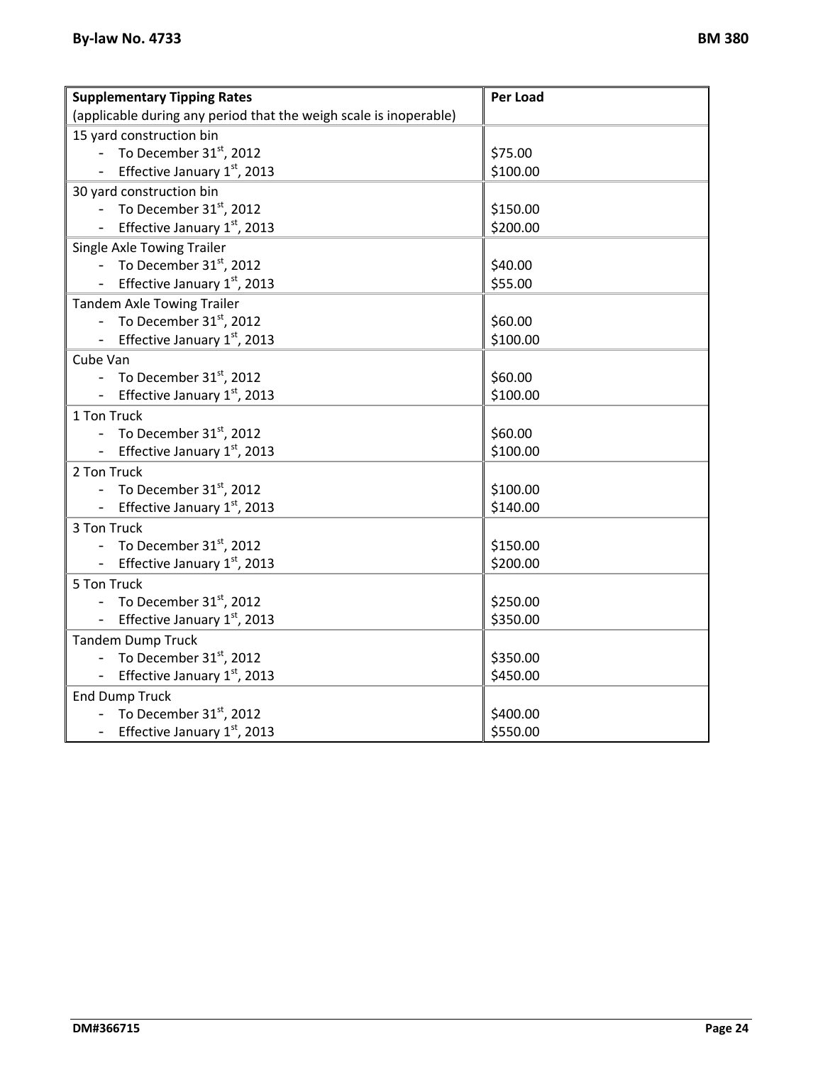| **Supplementary Tipping Rates** (applicable during any period that the weigh scale is inoperable) | **Per Load** |
|---|---|
| 15 yard construction bin | |
| - To December 31st, 2012 | $75.00 |
| - Effective January 1st, 2013 | $100.00 |
| 30 yard construction bin | |
| - To December 31st, 2012 | $150.00 |
| - Effective January 1st, 2013 | $200.00 |
| Single Axle Towing Trailer | |
| - To December 31st, 2012 | $40.00 |
| - Effective January 1st, 2013 | $55.00 |
| Tandem Axle Towing Trailer | |
| - To December 31st, 2012 | $60.00 |
| - Effective January 1st, 2013 | $100.00 |
| Cube Van | |
| - To December 31st, 2012 | $60.00 |
| - Effective January 1st, 2013 | $100.00 |
| 1 Ton Truck | |
| - To December 31st, 2012 | $60.00 |
| - Effective January 1st, 2013 | $100.00 |
| 2 Ton Truck | |
| - To December 31st, 2012 | $100.00 |
| - Effective January 1st, 2013 | $140.00 |
| 3 Ton Truck | |
| - To December 31st, 2012 | $150.00 |
| - Effective January 1st, 2013 | $200.00 |
| 5 Ton Truck | |
| - To December 31st, 2012 | $250.00 |
| - Effective January 1st, 2013 | $350.00 |
| Tandem Dump Truck | |
| - To December 31st, 2012 | $350.00 |
| - Effective January 1st, 2013 | $450.00 |
| End Dump Truck | |
| - To December 31st, 2012 | $400.00 |
| - Effective January 1st, 2013 | $550.00 |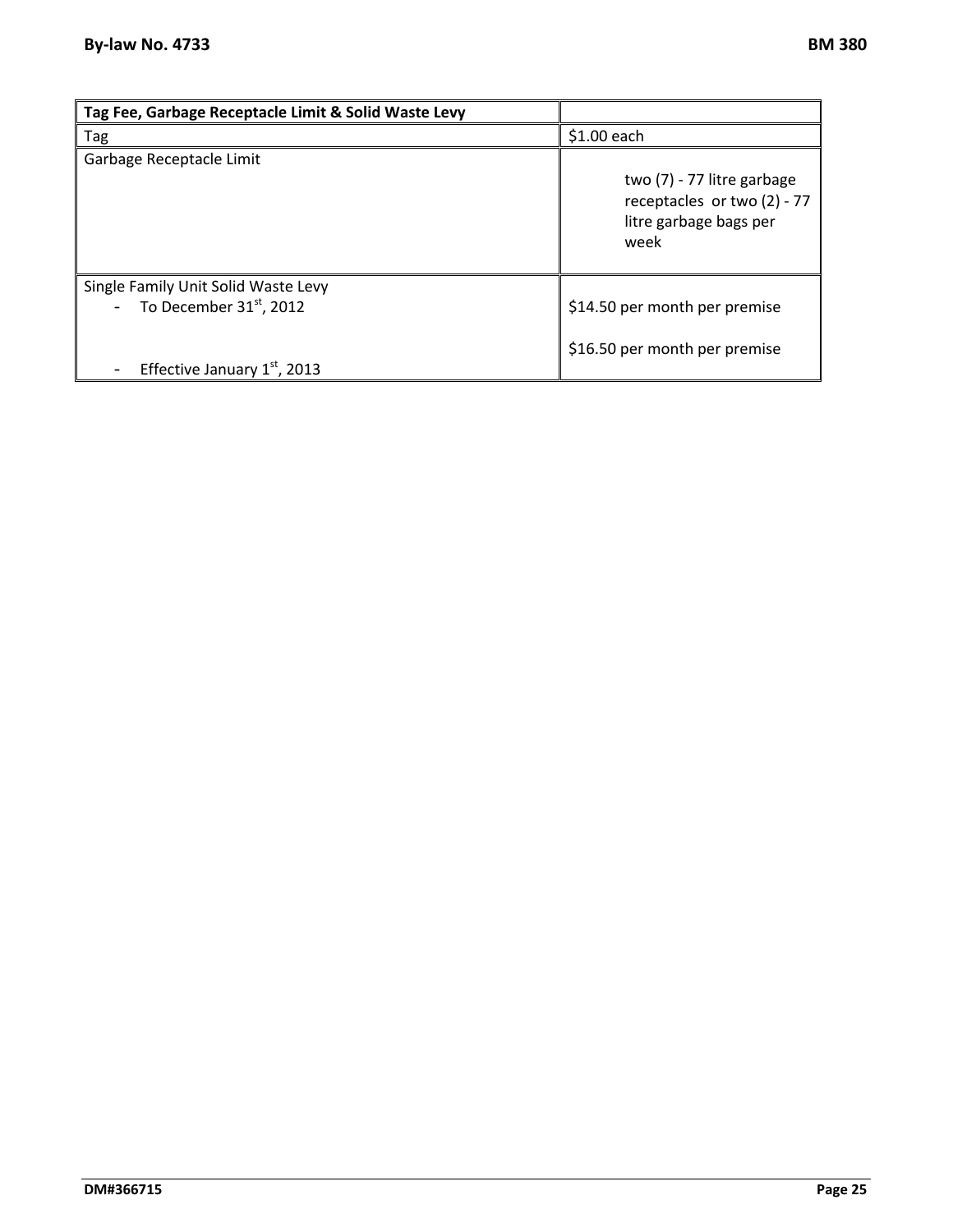| **Tag Fee, Garbage Receptacle Limit & Solid Waste Levy** | |
|---|---|
| Tag | $1.00 each |
| Garbage Receptacle Limit | two (7) - 77 litre garbage receptacles or two (2) - 77 litre garbage bags per week |
| Single Family Unit Solid Waste Levy<br>- To December 31st, 2012<br>- Effective January 1st, 2013 | <br>$14.50 per month per premise<br>$16.50 per month per premise |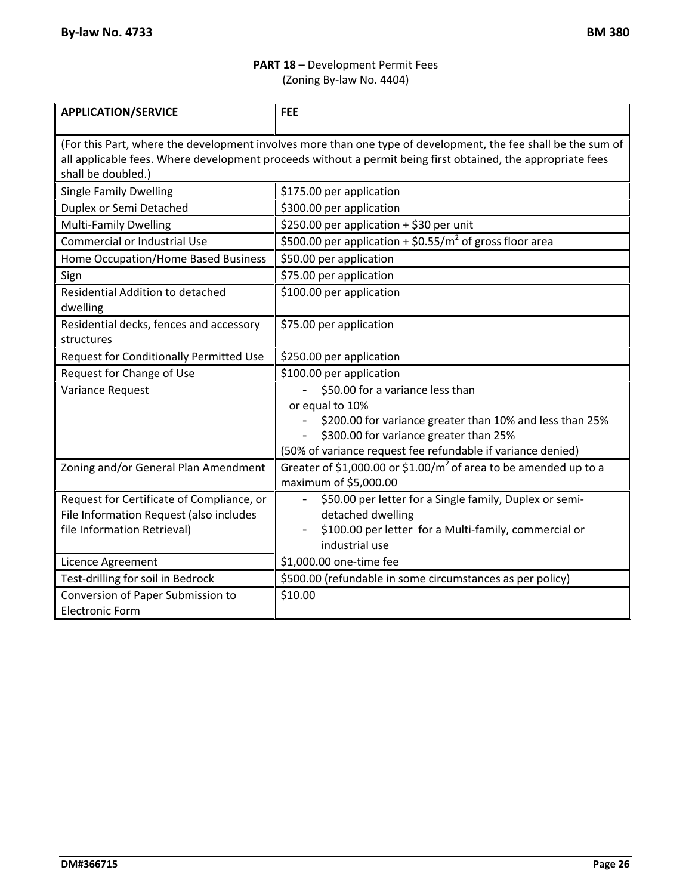**PART 18** – Development Permit Fees
(Zoning By-law No. 4404)

| APPLICATION/SERVICE | FEE |
|---|---|
| (For this Part, where the development involves more than one type of development, the fee shall be the sum of all applicable fees. Where development proceeds without a permit being first obtained, the appropriate fees shall be doubled.) | |
| Single Family Dwelling | \$175.00 per application |
| Duplex or Semi Detached | \$300.00 per application |
| Multi-Family Dwelling | \$250.00 per application + \$30 per unit |
| Commercial or Industrial Use | \$500.00 per application + \$0.55/m$^2$ of gross floor area |
| Home Occupation/Home Based Business | \$50.00 per application |
| Sign | \$75.00 per application |
| Residential Addition to detached dwelling | \$100.00 per application |
| Residential decks, fences and accessory structures | \$75.00 per application |
| Request for Conditionally Permitted Use | \$250.00 per application |
| Request for Change of Use | \$100.00 per application |
| Variance Request | - \$50.00 for a variance less than or equal to 10%<br>- \$200.00 for variance greater than 10% and less than 25%<br>- \$300.00 for variance greater than 25%<br>(50% of variance request fee refundable if variance denied) |
| Zoning and/or General Plan Amendment | Greater of \$1,000.00 or \$1.00/m$^2$ of area to be amended up to a maximum of \$5,000.00 |
| Request for Certificate of Compliance, or File Information Request (also includes file Information Retrieval) | - \$50.00 per letter for a Single family, Duplex or semi-detached dwelling<br>- \$100.00 per letter for a Multi-family, commercial or industrial use |
| Licence Agreement | \$1,000.00 one-time fee |
| Test-drilling for soil in Bedrock | \$500.00 (refundable in some circumstances as per policy) |
| Conversion of Paper Submission to Electronic Form | \$10.00 |